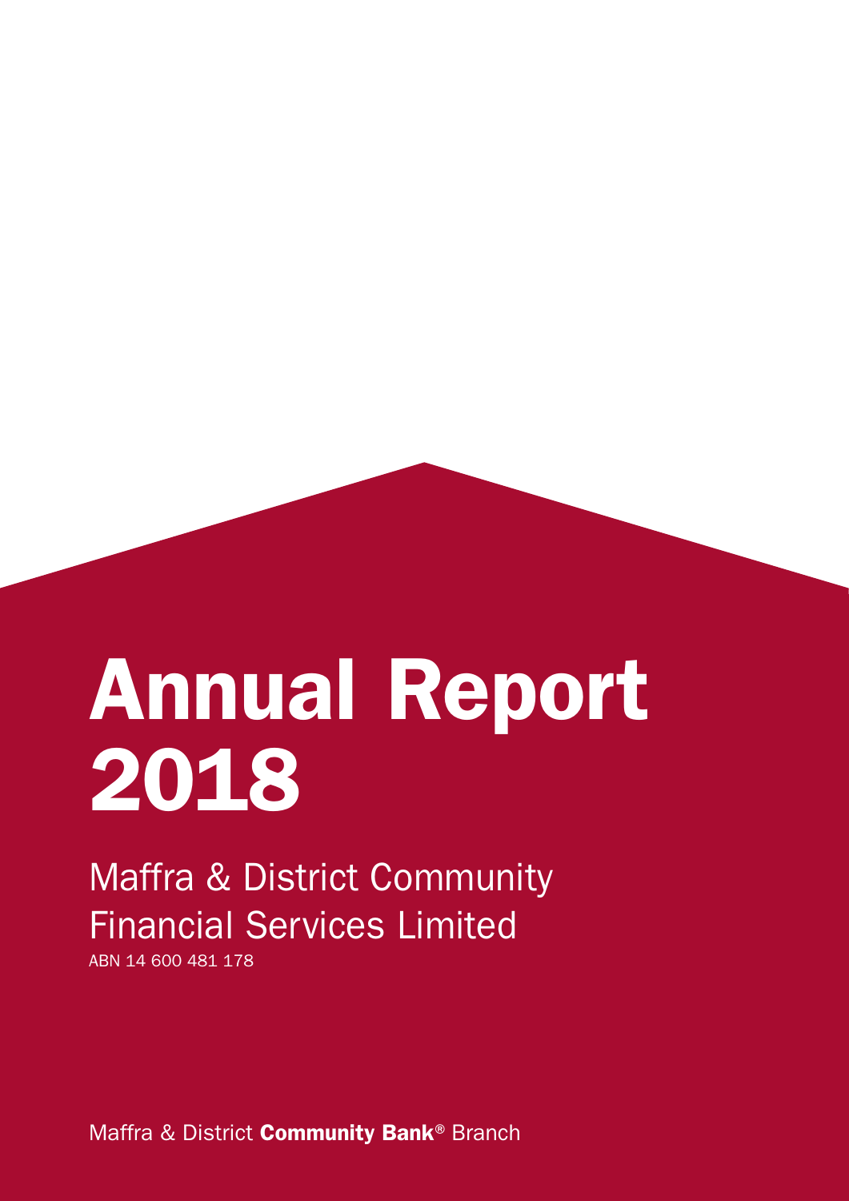# Annual Report 2018

## Maffra & District Community Financial Services Limited

ABN 14 600 481 178

Maffra & District **Community Bank**® Branch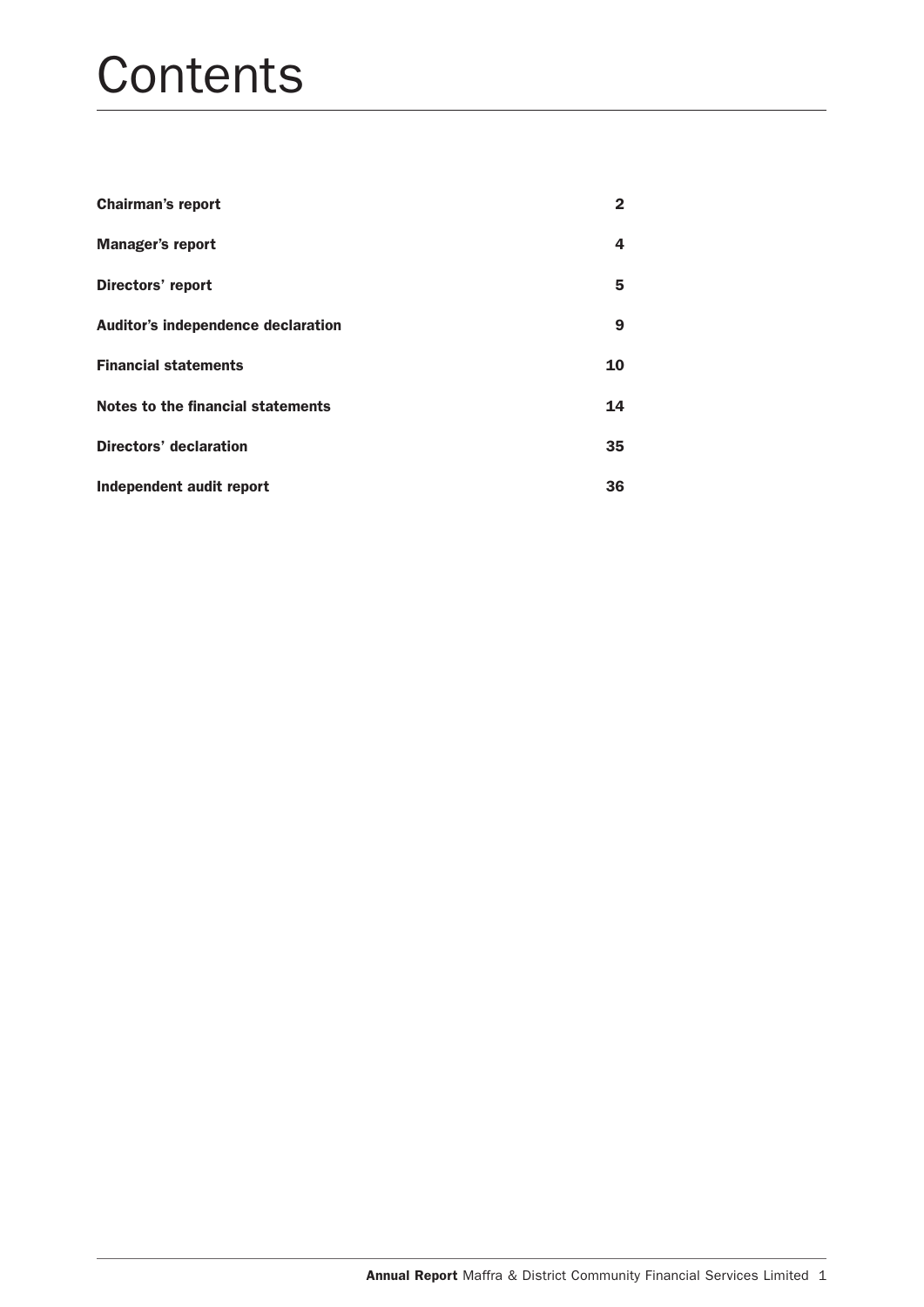# Contents

| | |
|---|---|
| **Chairman's report** | **2** |
| **Manager's report** | **4** |
| **Directors' report** | **5** |
| **Auditor's independence declaration** | **9** |
| **Financial statements** | **10** |
| **Notes to the financial statements** | **14** |
| **Directors' declaration** | **35** |
| **Independent audit report** | **36** |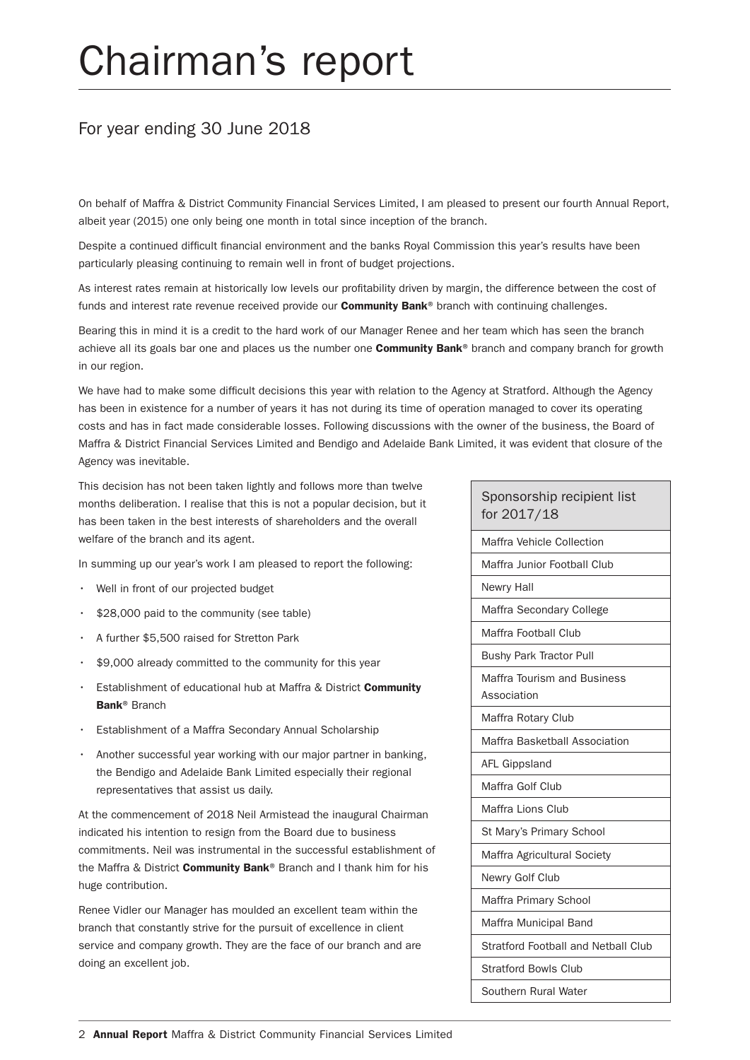# Chairman's report

## For year ending 30 June 2018

On behalf of Maffra & District Community Financial Services Limited, I am pleased to present our fourth Annual Report, albeit year (2015) one only being one month in total since inception of the branch.

Despite a continued difficult financial environment and the banks Royal Commission this year's results have been particularly pleasing continuing to remain well in front of budget projections.

As interest rates remain at historically low levels our profitability driven by margin, the difference between the cost of funds and interest rate revenue received provide our **Community Bank**® branch with continuing challenges.

Bearing this in mind it is a credit to the hard work of our Manager Renee and her team which has seen the branch achieve all its goals bar one and places us the number one **Community Bank**® branch and company branch for growth in our region.

We have had to make some difficult decisions this year with relation to the Agency at Stratford. Although the Agency has been in existence for a number of years it has not during its time of operation managed to cover its operating costs and has in fact made considerable losses. Following discussions with the owner of the business, the Board of Maffra & District Financial Services Limited and Bendigo and Adelaide Bank Limited, it was evident that closure of the Agency was inevitable.

This decision has not been taken lightly and follows more than twelve months deliberation. I realise that this is not a popular decision, but it has been taken in the best interests of shareholders and the overall welfare of the branch and its agent.

In summing up our year's work I am pleased to report the following:

- Well in front of our projected budget
- $28,000 paid to the community (see table)
- A further $5,500 raised for Stretton Park
- $9,000 already committed to the community for this year
- Establishment of educational hub at Maffra & District **Community Bank**® Branch
- Establishment of a Maffra Secondary Annual Scholarship
- Another successful year working with our major partner in banking, the Bendigo and Adelaide Bank Limited especially their regional representatives that assist us daily.

At the commencement of 2018 Neil Armistead the inaugural Chairman indicated his intention to resign from the Board due to business commitments. Neil was instrumental in the successful establishment of the Maffra & District **Community Bank**® Branch and I thank him for his huge contribution.

Renee Vidler our Manager has moulded an excellent team within the branch that constantly strive for the pursuit of excellence in client service and company growth. They are the face of our branch and are doing an excellent job.

| Sponsorship recipient list for 2017/18 |
|---|
| Maffra Vehicle Collection |
| Maffra Junior Football Club |
| Newry Hall |
| Maffra Secondary College |
| Maffra Football Club |
| Bushy Park Tractor Pull |
| Maffra Tourism and Business Association |
| Maffra Rotary Club |
| Maffra Basketball Association |
| AFL Gippsland |
| Maffra Golf Club |
| Maffra Lions Club |
| St Mary's Primary School |
| Maffra Agricultural Society |
| Newry Golf Club |
| Maffra Primary School |
| Maffra Municipal Band |
| Stratford Football and Netball Club |
| Stratford Bowls Club |
| Southern Rural Water |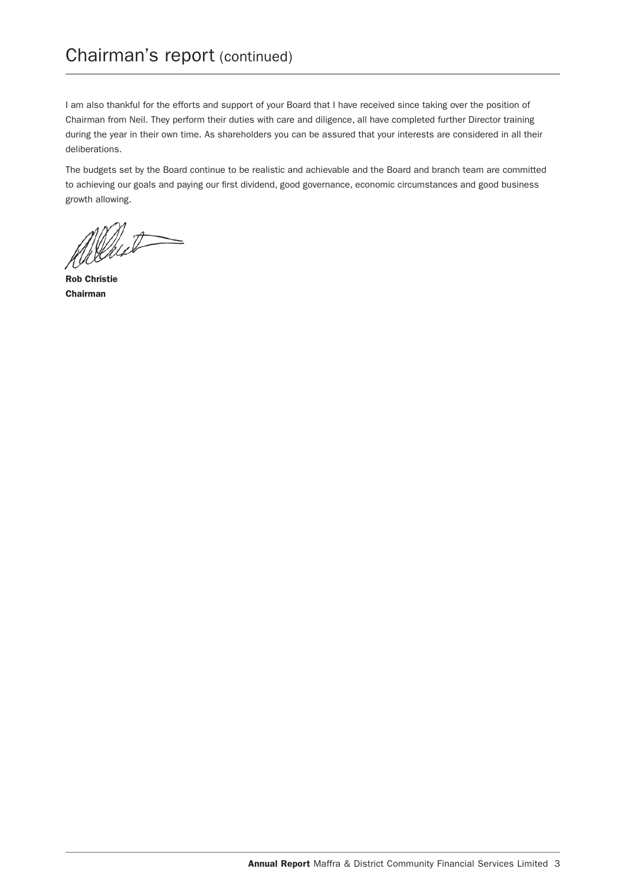# Chairman's report (continued)

I am also thankful for the efforts and support of your Board that I have received since taking over the position of Chairman from Neil. They perform their duties with care and diligence, all have completed further Director training during the year in their own time. As shareholders you can be assured that your interests are considered in all their deliberations.

The budgets set by the Board continue to be realistic and achievable and the Board and branch team are committed to achieving our goals and paying our first dividend, good governance, economic circumstances and good business growth allowing.

**Rob Christie**
**Chairman**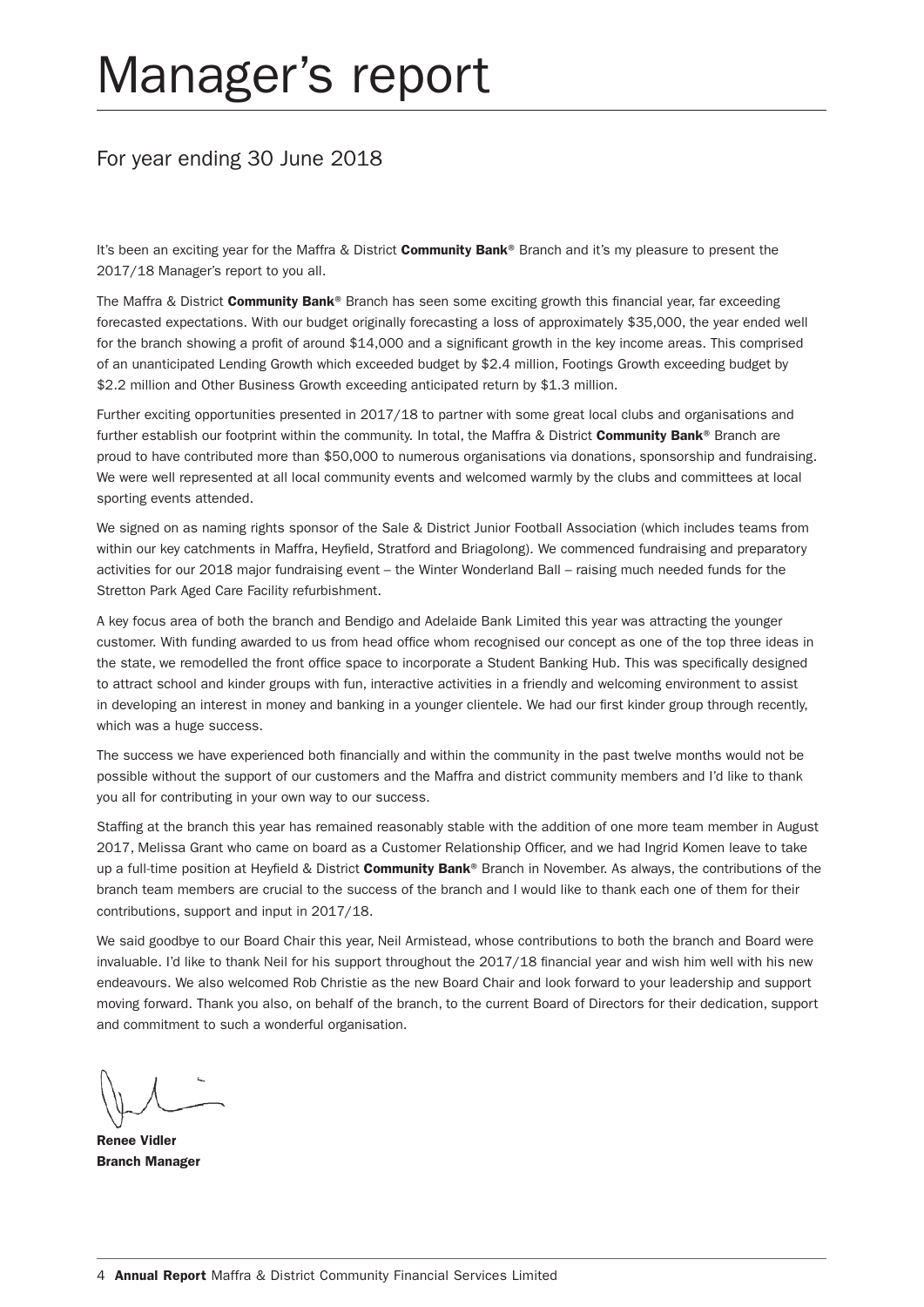# Manager's report

## For year ending 30 June 2018

It's been an exciting year for the Maffra & District **Community Bank**® Branch and it's my pleasure to present the 2017/18 Manager's report to you all.

The Maffra & District **Community Bank**® Branch has seen some exciting growth this financial year, far exceeding forecasted expectations. With our budget originally forecasting a loss of approximately $35,000, the year ended well for the branch showing a profit of around $14,000 and a significant growth in the key income areas. This comprised of an unanticipated Lending Growth which exceeded budget by $2.4 million, Footings Growth exceeding budget by $2.2 million and Other Business Growth exceeding anticipated return by $1.3 million.

Further exciting opportunities presented in 2017/18 to partner with some great local clubs and organisations and further establish our footprint within the community. In total, the Maffra & District **Community Bank**® Branch are proud to have contributed more than $50,000 to numerous organisations via donations, sponsorship and fundraising. We were well represented at all local community events and welcomed warmly by the clubs and committees at local sporting events attended.

We signed on as naming rights sponsor of the Sale & District Junior Football Association (which includes teams from within our key catchments in Maffra, Heyfield, Stratford and Briagolong). We commenced fundraising and preparatory activities for our 2018 major fundraising event – the Winter Wonderland Ball – raising much needed funds for the Stretton Park Aged Care Facility refurbishment.

A key focus area of both the branch and Bendigo and Adelaide Bank Limited this year was attracting the younger customer. With funding awarded to us from head office whom recognised our concept as one of the top three ideas in the state, we remodelled the front office space to incorporate a Student Banking Hub. This was specifically designed to attract school and kinder groups with fun, interactive activities in a friendly and welcoming environment to assist in developing an interest in money and banking in a younger clientele. We had our first kinder group through recently, which was a huge success.

The success we have experienced both financially and within the community in the past twelve months would not be possible without the support of our customers and the Maffra and district community members and I'd like to thank you all for contributing in your own way to our success.

Staffing at the branch this year has remained reasonably stable with the addition of one more team member in August 2017, Melissa Grant who came on board as a Customer Relationship Officer, and we had Ingrid Komen leave to take up a full-time position at Heyfield & District **Community Bank**® Branch in November. As always, the contributions of the branch team members are crucial to the success of the branch and I would like to thank each one of them for their contributions, support and input in 2017/18.

We said goodbye to our Board Chair this year, Neil Armistead, whose contributions to both the branch and Board were invaluable. I'd like to thank Neil for his support throughout the 2017/18 financial year and wish him well with his new endeavours. We also welcomed Rob Christie as the new Board Chair and look forward to your leadership and support moving forward. Thank you also, on behalf of the branch, to the current Board of Directors for their dedication, support and commitment to such a wonderful organisation.

**Renee Vidler**
**Branch Manager**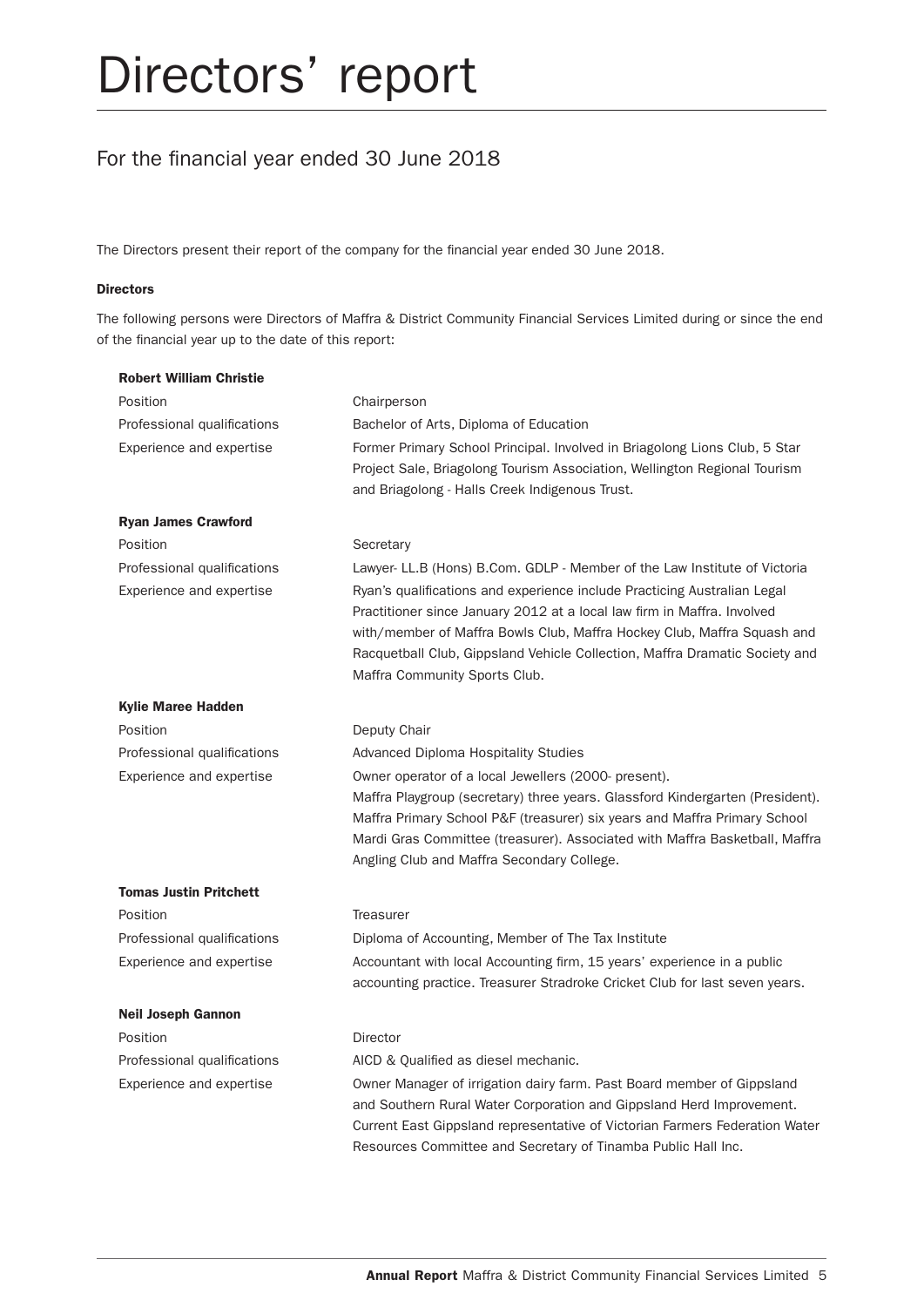# Directors' report

## For the financial year ended 30 June 2018

The Directors present their report of the company for the financial year ended 30 June 2018.

### Directors

The following persons were Directors of Maffra & District Community Financial Services Limited during or since the end of the financial year up to the date of this report:

**Robert William Christie**

| | |
|---|---|
| Position | Chairperson |
| Professional qualifications | Bachelor of Arts, Diploma of Education |
| Experience and expertise | Former Primary School Principal. Involved in Briagolong Lions Club, 5 Star Project Sale, Briagolong Tourism Association, Wellington Regional Tourism and Briagolong - Halls Creek Indigenous Trust. |

**Ryan James Crawford**

| | |
|---|---|
| Position | Secretary |
| Professional qualifications | Lawyer- LL.B (Hons) B.Com. GDLP - Member of the Law Institute of Victoria |
| Experience and expertise | Ryan's qualifications and experience include Practicing Australian Legal Practitioner since January 2012 at a local law firm in Maffra. Involved with/member of Maffra Bowls Club, Maffra Hockey Club, Maffra Squash and Racquetball Club, Gippsland Vehicle Collection, Maffra Dramatic Society and Maffra Community Sports Club. |

**Kylie Maree Hadden**

| | |
|---|---|
| Position | Deputy Chair |
| Professional qualifications | Advanced Diploma Hospitality Studies |
| Experience and expertise | Owner operator of a local Jewellers (2000- present). Maffra Playgroup (secretary) three years. Glassford Kindergarten (President). Maffra Primary School P&F (treasurer) six years and Maffra Primary School Mardi Gras Committee (treasurer). Associated with Maffra Basketball, Maffra Angling Club and Maffra Secondary College. |

**Tomas Justin Pritchett**

| | |
|---|---|
| Position | Treasurer |
| Professional qualifications | Diploma of Accounting, Member of The Tax Institute |
| Experience and expertise | Accountant with local Accounting firm, 15 years' experience in a public accounting practice. Treasurer Stradroke Cricket Club for last seven years. |

**Neil Joseph Gannon**

| | |
|---|---|
| Position | Director |
| Professional qualifications | AICD & Qualified as diesel mechanic. |
| Experience and expertise | Owner Manager of irrigation dairy farm. Past Board member of Gippsland and Southern Rural Water Corporation and Gippsland Herd Improvement. Current East Gippsland representative of Victorian Farmers Federation Water Resources Committee and Secretary of Tinamba Public Hall Inc. |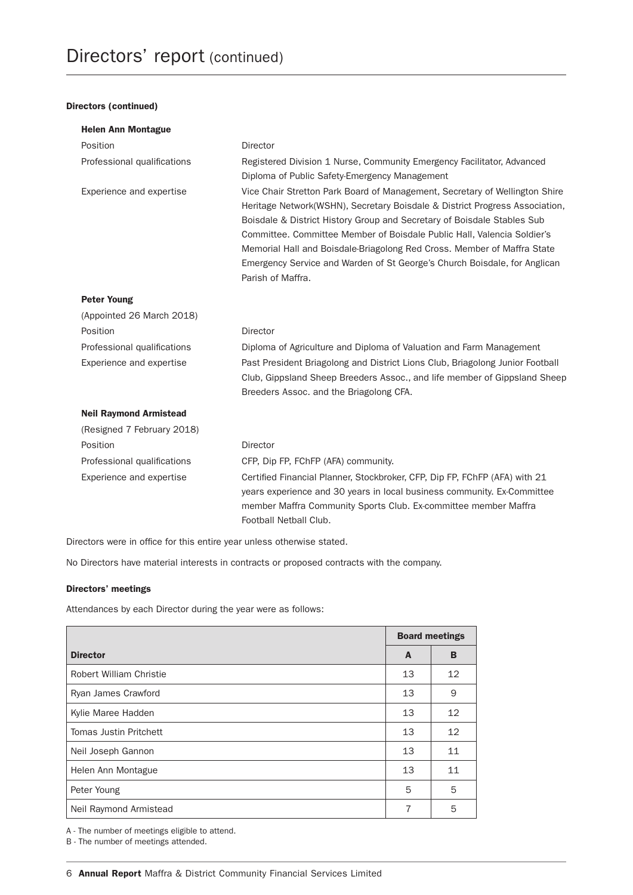# Directors' report (continued)

**Directors (continued)**

**Helen Ann Montague**

| | |
|---|---|
| Position | Director |
| Professional qualifications | Registered Division 1 Nurse, Community Emergency Facilitator, Advanced Diploma of Public Safety-Emergency Management |
| Experience and expertise | Vice Chair Stretton Park Board of Management, Secretary of Wellington Shire Heritage Network(WSHN), Secretary Boisdale & District Progress Association, Boisdale & District History Group and Secretary of Boisdale Stables Sub Committee. Committee Member of Boisdale Public Hall, Valencia Soldier's Memorial Hall and Boisdale-Briagolong Red Cross. Member of Maffra State Emergency Service and Warden of St George's Church Boisdale, for Anglican Parish of Maffra. |

**Peter Young**

(Appointed 26 March 2018)

| | |
|---|---|
| Position | Director |
| Professional qualifications | Diploma of Agriculture and Diploma of Valuation and Farm Management |
| Experience and expertise | Past President Briagolong and District Lions Club, Briagolong Junior Football Club, Gippsland Sheep Breeders Assoc., and life member of Gippsland Sheep Breeders Assoc. and the Briagolong CFA. |

**Neil Raymond Armistead**

(Resigned 7 February 2018)

| | |
|---|---|
| Position | Director |
| Professional qualifications | CFP, Dip FP, FChFP (AFA) community. |
| Experience and expertise | Certified Financial Planner, Stockbroker, CFP, Dip FP, FChFP (AFA) with 21 years experience and 30 years in local business community. Ex-Committee member Maffra Community Sports Club. Ex-committee member Maffra Football Netball Club. |

Directors were in office for this entire year unless otherwise stated.

No Directors have material interests in contracts or proposed contracts with the company.

**Directors' meetings**

Attendances by each Director during the year were as follows:

| | Board meetings | |
|---|---|---|
| **Director** | **A** | **B** |
| Robert William Christie | 13 | 12 |
| Ryan James Crawford | 13 | 9 |
| Kylie Maree Hadden | 13 | 12 |
| Tomas Justin Pritchett | 13 | 12 |
| Neil Joseph Gannon | 13 | 11 |
| Helen Ann Montague | 13 | 11 |
| Peter Young | 5 | 5 |
| Neil Raymond Armistead | 7 | 5 |

A - The number of meetings eligible to attend.
B - The number of meetings attended.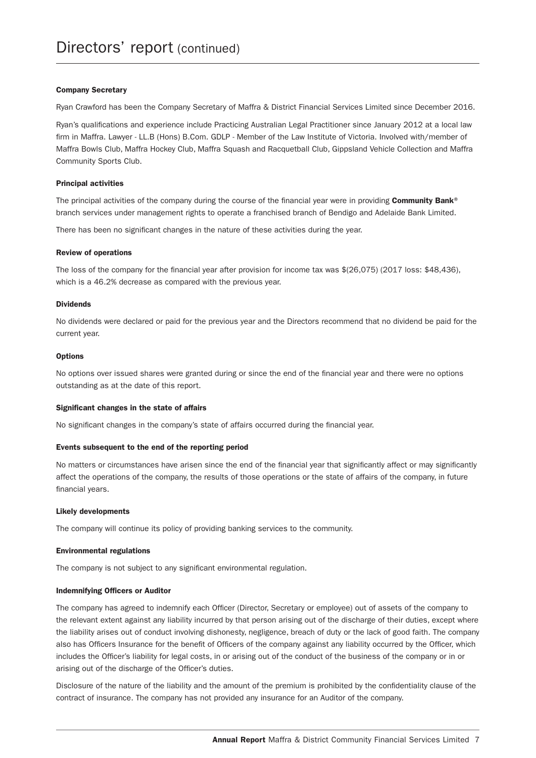# Directors' report (continued)

#### Company Secretary

Ryan Crawford has been the Company Secretary of Maffra & District Financial Services Limited since December 2016.

Ryan's qualifications and experience include Practicing Australian Legal Practitioner since January 2012 at a local law firm in Maffra. Lawyer - LL.B (Hons) B.Com. GDLP - Member of the Law Institute of Victoria. Involved with/member of Maffra Bowls Club, Maffra Hockey Club, Maffra Squash and Racquetball Club, Gippsland Vehicle Collection and Maffra Community Sports Club.

#### Principal activities

The principal activities of the company during the course of the financial year were in providing **Community Bank**® branch services under management rights to operate a franchised branch of Bendigo and Adelaide Bank Limited.

There has been no significant changes in the nature of these activities during the year.

#### Review of operations

The loss of the company for the financial year after provision for income tax was $(26,075) (2017 loss: $48,436), which is a 46.2% decrease as compared with the previous year.

#### Dividends

No dividends were declared or paid for the previous year and the Directors recommend that no dividend be paid for the current year.

#### Options

No options over issued shares were granted during or since the end of the financial year and there were no options outstanding as at the date of this report.

#### Significant changes in the state of affairs

No significant changes in the company's state of affairs occurred during the financial year.

#### Events subsequent to the end of the reporting period

No matters or circumstances have arisen since the end of the financial year that significantly affect or may significantly affect the operations of the company, the results of those operations or the state of affairs of the company, in future financial years.

#### Likely developments

The company will continue its policy of providing banking services to the community.

#### Environmental regulations

The company is not subject to any significant environmental regulation.

#### Indemnifying Officers or Auditor

The company has agreed to indemnify each Officer (Director, Secretary or employee) out of assets of the company to the relevant extent against any liability incurred by that person arising out of the discharge of their duties, except where the liability arises out of conduct involving dishonesty, negligence, breach of duty or the lack of good faith. The company also has Officers Insurance for the benefit of Officers of the company against any liability occurred by the Officer, which includes the Officer's liability for legal costs, in or arising out of the conduct of the business of the company or in or arising out of the discharge of the Officer's duties.

Disclosure of the nature of the liability and the amount of the premium is prohibited by the confidentiality clause of the contract of insurance. The company has not provided any insurance for an Auditor of the company.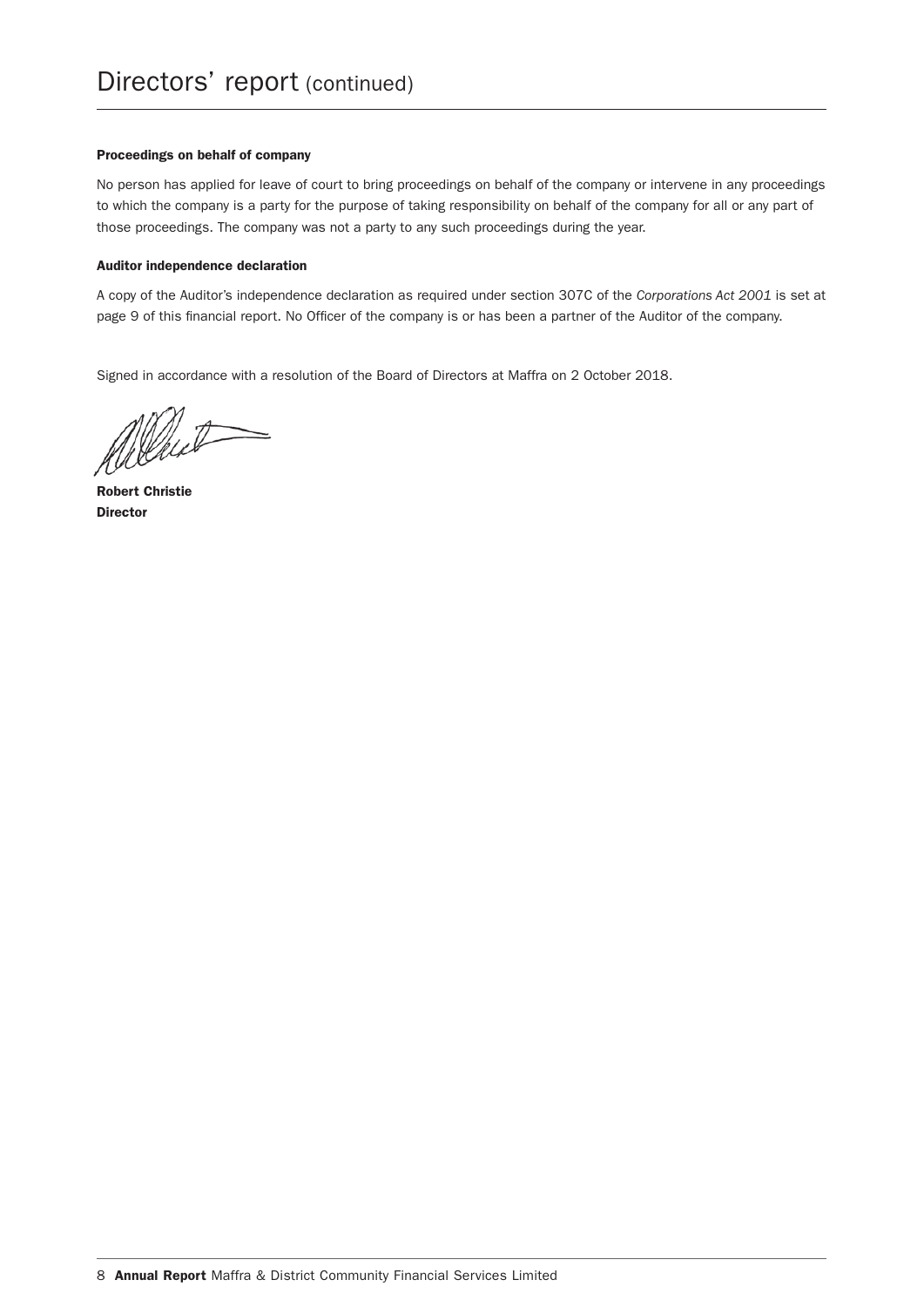# Directors' report (continued)

**Proceedings on behalf of company**

No person has applied for leave of court to bring proceedings on behalf of the company or intervene in any proceedings to which the company is a party for the purpose of taking responsibility on behalf of the company for all or any part of those proceedings. The company was not a party to any such proceedings during the year.

**Auditor independence declaration**

A copy of the Auditor's independence declaration as required under section 307C of the *Corporations Act 2001* is set at page 9 of this financial report. No Officer of the company is or has been a partner of the Auditor of the company.

Signed in accordance with a resolution of the Board of Directors at Maffra on 2 October 2018.

**Robert Christie**
**Director**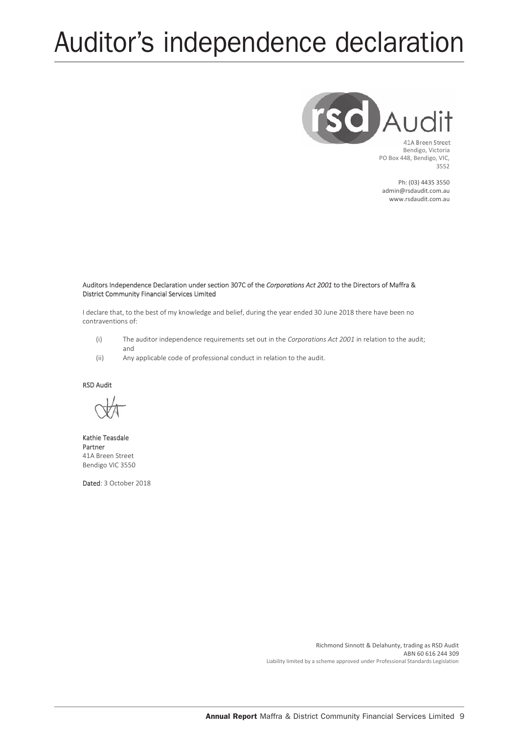# Auditor's independence declaration

rsd Audit

41A Breen Street
Bendigo, Victoria
PO Box 448, Bendigo, VIC, 3552

Ph: (03) 4435 3550
admin@rsdaudit.com.au
www.rsdaudit.com.au

**Auditors Independence Declaration under section 307C of the *Corporations Act 2001* to the Directors of Maffra & District Community Financial Services Limited**

I declare that, to the best of my knowledge and belief, during the year ended 30 June 2018 there have been no contraventions of:

(i) The auditor independence requirements set out in the *Corporations Act 2001* in relation to the audit; and

(ii) Any applicable code of professional conduct in relation to the audit.

**RSD Audit**

**Kathie Teasdale**
**Partner**
41A Breen Street
Bendigo VIC 3550

**Dated**: 3 October 2018

Richmond Sinnott & Delahunty, trading as RSD Audit
ABN 60 616 244 309
Liability limited by a scheme approved under Professional Standards Legislation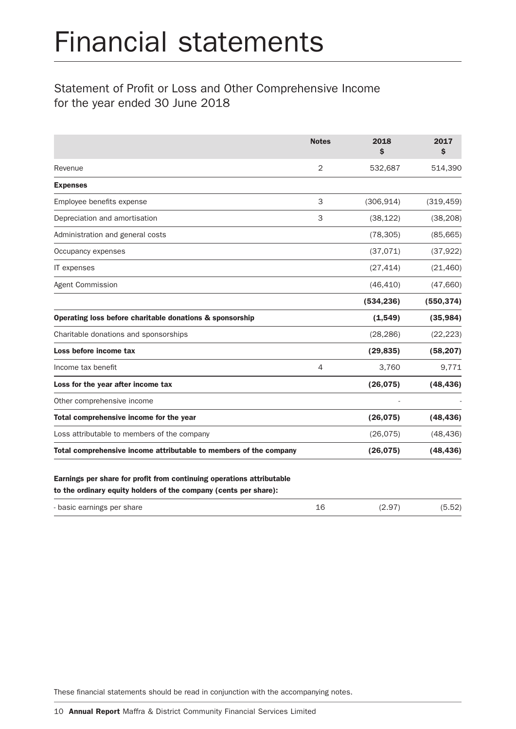# Financial statements

## Statement of Profit or Loss and Other Comprehensive Income for the year ended 30 June 2018

| | Notes | 2018 $ | 2017 $ |
|---|---|---|---|
| Revenue | 2 | 532,687 | 514,390 |
| **Expenses** | | | |
| Employee benefits expense | 3 | (306,914) | (319,459) |
| Depreciation and amortisation | 3 | (38,122) | (38,208) |
| Administration and general costs | | (78,305) | (85,665) |
| Occupancy expenses | | (37,071) | (37,922) |
| IT expenses | | (27,414) | (21,460) |
| Agent Commission | | (46,410) | (47,660) |
| | | **(534,236)** | **(550,374)** |
| **Operating loss before charitable donations & sponsorship** | | **(1,549)** | **(35,984)** |
| Charitable donations and sponsorships | | (28,286) | (22,223) |
| **Loss before income tax** | | **(29,835)** | **(58,207)** |
| Income tax benefit | 4 | 3,760 | 9,771 |
| **Loss for the year after income tax** | | **(26,075)** | **(48,436)** |
| Other comprehensive income | | - | - |
| **Total comprehensive income for the year** | | **(26,075)** | **(48,436)** |
| Loss attributable to members of the company | | (26,075) | (48,436) |
| **Total comprehensive income attributable to members of the company** | | **(26,075)** | **(48,436)** |

| **Earnings per share for profit from continuing operations attributable to the ordinary equity holders of the company (cents per share):** | | | |
|---|---|---|---|
| - basic earnings per share | 16 | (2.97) | (5.52) |

These financial statements should be read in conjunction with the accompanying notes.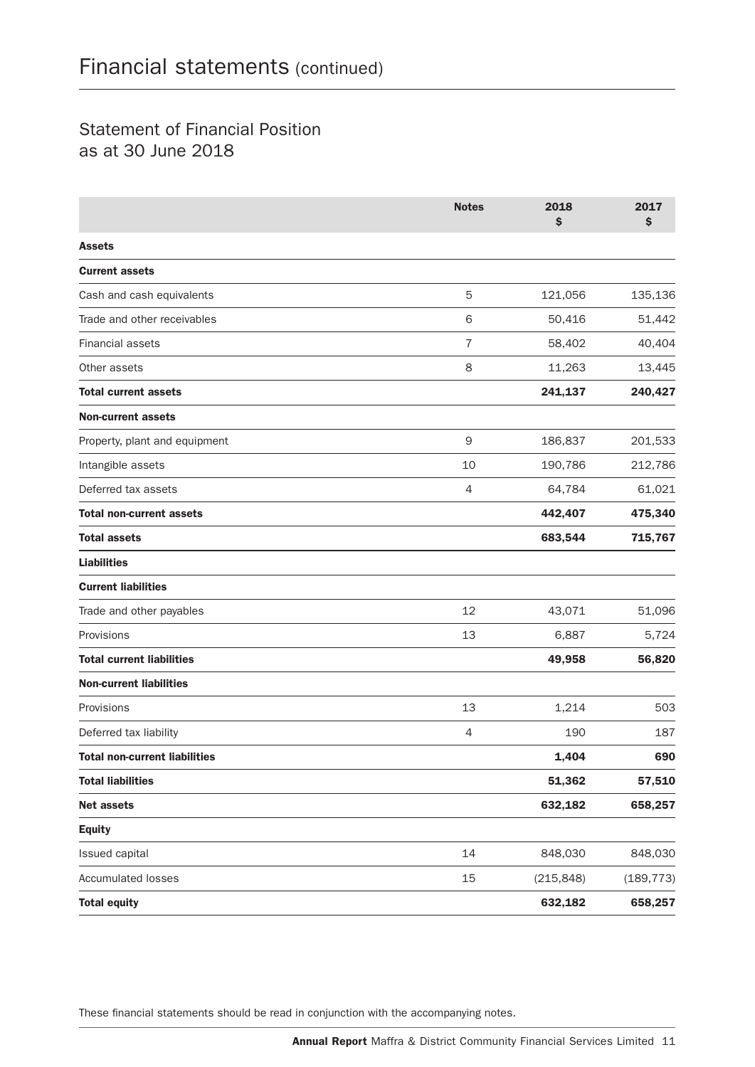# Financial statements (continued)

## Statement of Financial Position as at 30 June 2018

| | Notes | 2018 $ | 2017 $ |
|---|---|---|---|
| **Assets** | | | |
| **Current assets** | | | |
| Cash and cash equivalents | 5 | 121,056 | 135,136 |
| Trade and other receivables | 6 | 50,416 | 51,442 |
| Financial assets | 7 | 58,402 | 40,404 |
| Other assets | 8 | 11,263 | 13,445 |
| **Total current assets** | | **241,137** | **240,427** |
| **Non-current assets** | | | |
| Property, plant and equipment | 9 | 186,837 | 201,533 |
| Intangible assets | 10 | 190,786 | 212,786 |
| Deferred tax assets | 4 | 64,784 | 61,021 |
| **Total non-current assets** | | **442,407** | **475,340** |
| **Total assets** | | **683,544** | **715,767** |
| **Liabilities** | | | |
| **Current liabilities** | | | |
| Trade and other payables | 12 | 43,071 | 51,096 |
| Provisions | 13 | 6,887 | 5,724 |
| **Total current liabilities** | | **49,958** | **56,820** |
| **Non-current liabilities** | | | |
| Provisions | 13 | 1,214 | 503 |
| Deferred tax liability | 4 | 190 | 187 |
| **Total non-current liabilities** | | **1,404** | **690** |
| **Total liabilities** | | **51,362** | **57,510** |
| **Net assets** | | **632,182** | **658,257** |
| **Equity** | | | |
| Issued capital | 14 | 848,030 | 848,030 |
| Accumulated losses | 15 | (215,848) | (189,773) |
| **Total equity** | | **632,182** | **658,257** |

These financial statements should be read in conjunction with the accompanying notes.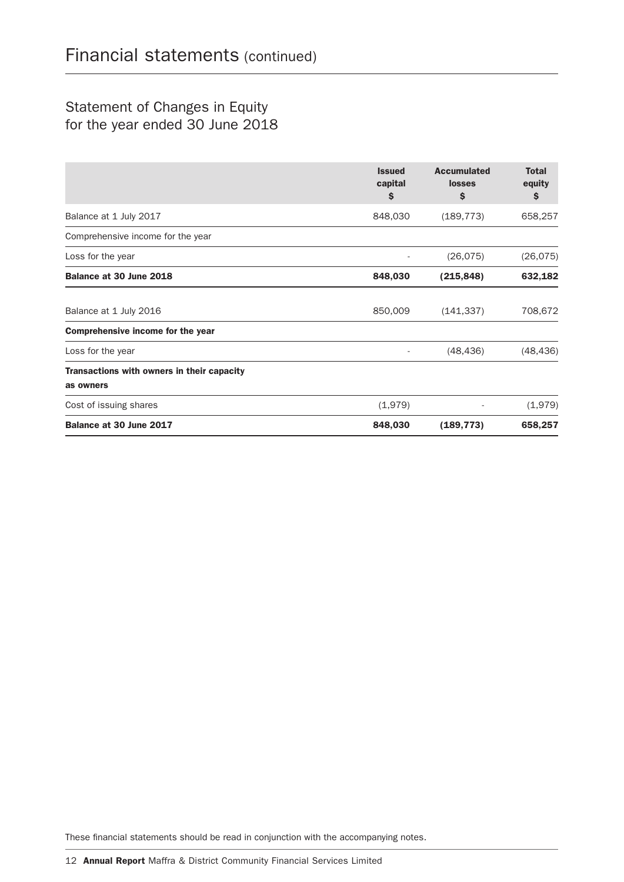# Financial statements (continued)

## Statement of Changes in Equity for the year ended 30 June 2018

| | Issued capital $ | Accumulated losses $ | Total equity $ |
|---|---|---|---|
| Balance at 1 July 2017 | 848,030 | (189,773) | 658,257 |
| Comprehensive income for the year | | | |
| Loss for the year | - | (26,075) | (26,075) |
| **Balance at 30 June 2018** | **848,030** | **(215,848)** | **632,182** |
| Balance at 1 July 2016 | 850,009 | (141,337) | 708,672 |
| **Comprehensive income for the year** | | | |
| Loss for the year | - | (48,436) | (48,436) |
| **Transactions with owners in their capacity as owners** | | | |
| Cost of issuing shares | (1,979) | - | (1,979) |
| **Balance at 30 June 2017** | **848,030** | **(189,773)** | **658,257** |

These financial statements should be read in conjunction with the accompanying notes.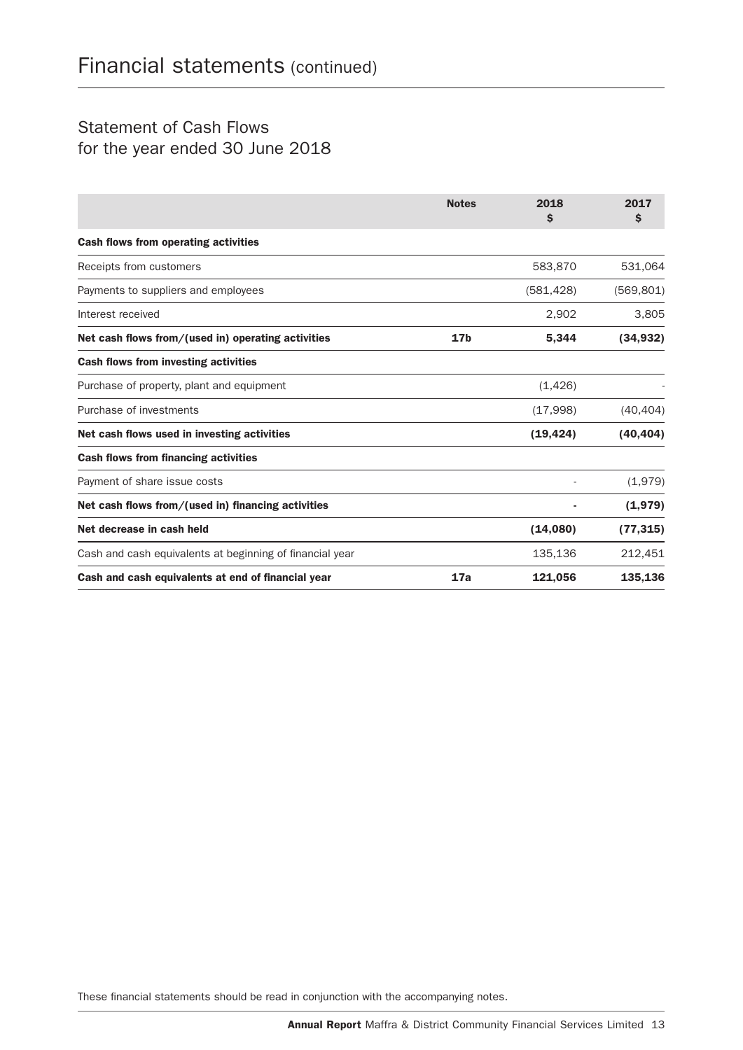# Financial statements (continued)

## Statement of Cash Flows
## for the year ended 30 June 2018

| | Notes | 2018 $ | 2017 $ |
|---|---|---|---|
| **Cash flows from operating activities** | | | |
| Receipts from customers | | 583,870 | 531,064 |
| Payments to suppliers and employees | | (581,428) | (569,801) |
| Interest received | | 2,902 | 3,805 |
| **Net cash flows from/(used in) operating activities** | **17b** | **5,344** | **(34,932)** |
| **Cash flows from investing activities** | | | |
| Purchase of property, plant and equipment | | (1,426) | - |
| Purchase of investments | | (17,998) | (40,404) |
| **Net cash flows used in investing activities** | | **(19,424)** | **(40,404)** |
| **Cash flows from financing activities** | | | |
| Payment of share issue costs | | - | (1,979) |
| **Net cash flows from/(used in) financing activities** | | **-** | **(1,979)** |
| **Net decrease in cash held** | | **(14,080)** | **(77,315)** |
| Cash and cash equivalents at beginning of financial year | | 135,136 | 212,451 |
| **Cash and cash equivalents at end of financial year** | **17a** | **121,056** | **135,136** |

These financial statements should be read in conjunction with the accompanying notes.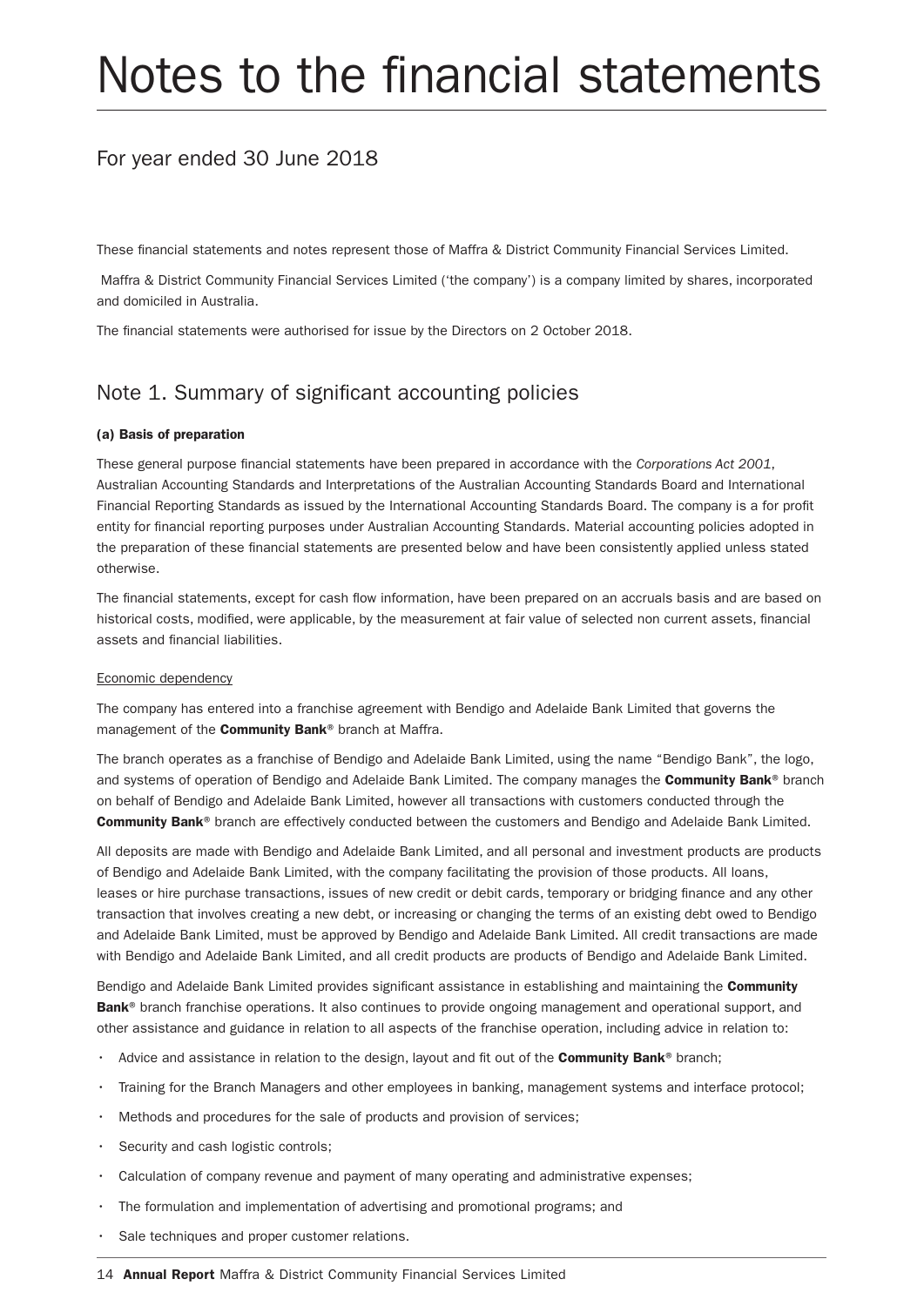# Notes to the financial statements

## For year ended 30 June 2018

These financial statements and notes represent those of Maffra & District Community Financial Services Limited.

Maffra & District Community Financial Services Limited ('the company') is a company limited by shares, incorporated and domiciled in Australia.

The financial statements were authorised for issue by the Directors on 2 October 2018.

## Note 1. Summary of significant accounting policies

### (a) Basis of preparation

These general purpose financial statements have been prepared in accordance with the *Corporations Act 2001*, Australian Accounting Standards and Interpretations of the Australian Accounting Standards Board and International Financial Reporting Standards as issued by the International Accounting Standards Board. The company is a for profit entity for financial reporting purposes under Australian Accounting Standards. Material accounting policies adopted in the preparation of these financial statements are presented below and have been consistently applied unless stated otherwise.

The financial statements, except for cash flow information, have been prepared on an accruals basis and are based on historical costs, modified, were applicable, by the measurement at fair value of selected non current assets, financial assets and financial liabilities.

Economic dependency

The company has entered into a franchise agreement with Bendigo and Adelaide Bank Limited that governs the management of the **Community Bank**® branch at Maffra.

The branch operates as a franchise of Bendigo and Adelaide Bank Limited, using the name "Bendigo Bank", the logo, and systems of operation of Bendigo and Adelaide Bank Limited. The company manages the **Community Bank**® branch on behalf of Bendigo and Adelaide Bank Limited, however all transactions with customers conducted through the **Community Bank**® branch are effectively conducted between the customers and Bendigo and Adelaide Bank Limited.

All deposits are made with Bendigo and Adelaide Bank Limited, and all personal and investment products are products of Bendigo and Adelaide Bank Limited, with the company facilitating the provision of those products. All loans, leases or hire purchase transactions, issues of new credit or debit cards, temporary or bridging finance and any other transaction that involves creating a new debt, or increasing or changing the terms of an existing debt owed to Bendigo and Adelaide Bank Limited, must be approved by Bendigo and Adelaide Bank Limited. All credit transactions are made with Bendigo and Adelaide Bank Limited, and all credit products are products of Bendigo and Adelaide Bank Limited.

Bendigo and Adelaide Bank Limited provides significant assistance in establishing and maintaining the **Community Bank**® branch franchise operations. It also continues to provide ongoing management and operational support, and other assistance and guidance in relation to all aspects of the franchise operation, including advice in relation to:

- Advice and assistance in relation to the design, layout and fit out of the **Community Bank**® branch;
- Training for the Branch Managers and other employees in banking, management systems and interface protocol;
- Methods and procedures for the sale of products and provision of services;
- Security and cash logistic controls;
- Calculation of company revenue and payment of many operating and administrative expenses;
- The formulation and implementation of advertising and promotional programs; and
- Sale techniques and proper customer relations.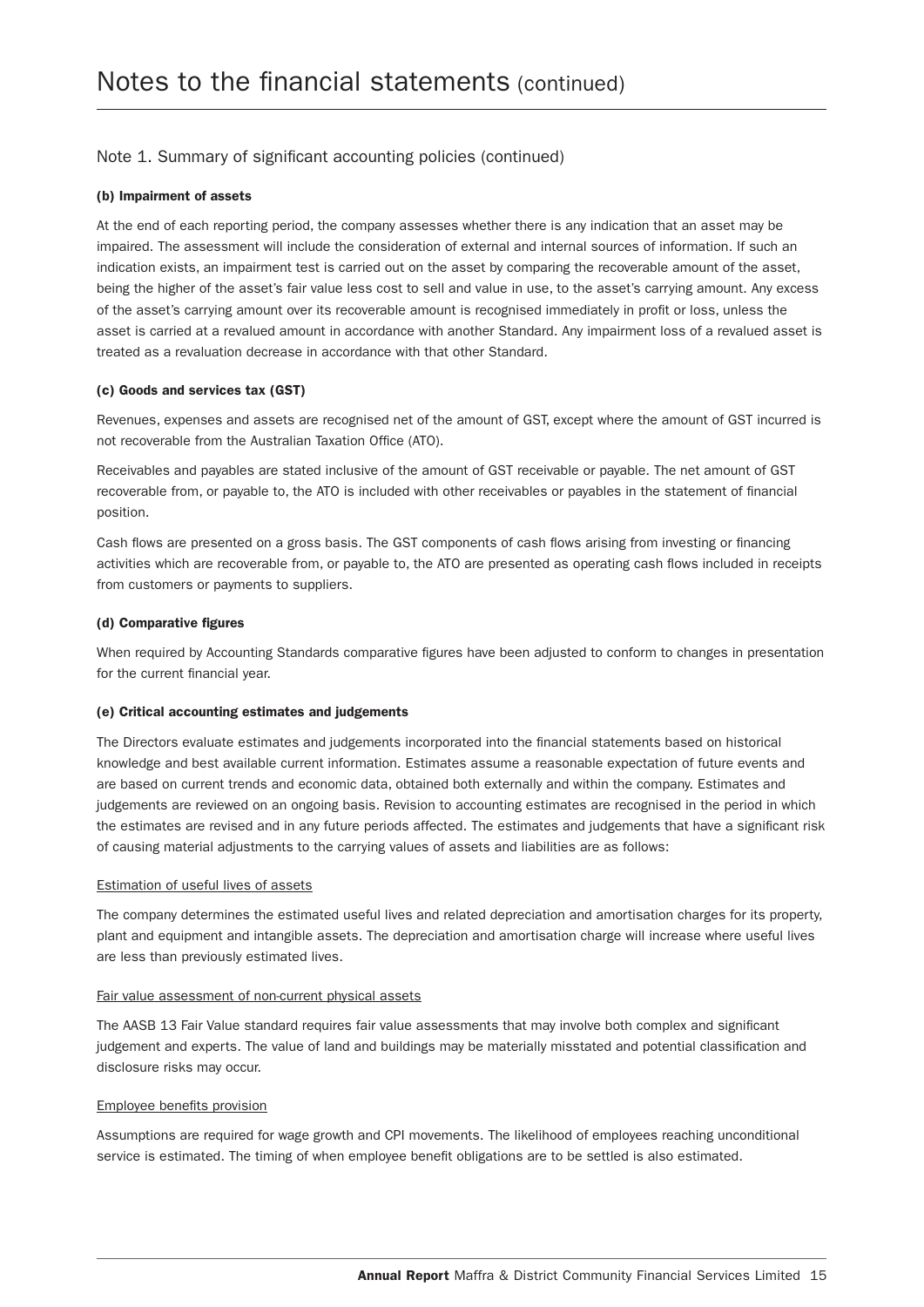# Notes to the financial statements (continued)

## Note 1. Summary of significant accounting policies (continued)

### (b) Impairment of assets

At the end of each reporting period, the company assesses whether there is any indication that an asset may be impaired. The assessment will include the consideration of external and internal sources of information. If such an indication exists, an impairment test is carried out on the asset by comparing the recoverable amount of the asset, being the higher of the asset's fair value less cost to sell and value in use, to the asset's carrying amount. Any excess of the asset's carrying amount over its recoverable amount is recognised immediately in profit or loss, unless the asset is carried at a revalued amount in accordance with another Standard. Any impairment loss of a revalued asset is treated as a revaluation decrease in accordance with that other Standard.

### (c) Goods and services tax (GST)

Revenues, expenses and assets are recognised net of the amount of GST, except where the amount of GST incurred is not recoverable from the Australian Taxation Office (ATO).

Receivables and payables are stated inclusive of the amount of GST receivable or payable. The net amount of GST recoverable from, or payable to, the ATO is included with other receivables or payables in the statement of financial position.

Cash flows are presented on a gross basis. The GST components of cash flows arising from investing or financing activities which are recoverable from, or payable to, the ATO are presented as operating cash flows included in receipts from customers or payments to suppliers.

### (d) Comparative figures

When required by Accounting Standards comparative figures have been adjusted to conform to changes in presentation for the current financial year.

### (e) Critical accounting estimates and judgements

The Directors evaluate estimates and judgements incorporated into the financial statements based on historical knowledge and best available current information. Estimates assume a reasonable expectation of future events and are based on current trends and economic data, obtained both externally and within the company. Estimates and judgements are reviewed on an ongoing basis. Revision to accounting estimates are recognised in the period in which the estimates are revised and in any future periods affected. The estimates and judgements that have a significant risk of causing material adjustments to the carrying values of assets and liabilities are as follows:

Estimation of useful lives of assets

The company determines the estimated useful lives and related depreciation and amortisation charges for its property, plant and equipment and intangible assets. The depreciation and amortisation charge will increase where useful lives are less than previously estimated lives.

Fair value assessment of non-current physical assets

The AASB 13 Fair Value standard requires fair value assessments that may involve both complex and significant judgement and experts. The value of land and buildings may be materially misstated and potential classification and disclosure risks may occur.

Employee benefits provision

Assumptions are required for wage growth and CPI movements. The likelihood of employees reaching unconditional service is estimated. The timing of when employee benefit obligations are to be settled is also estimated.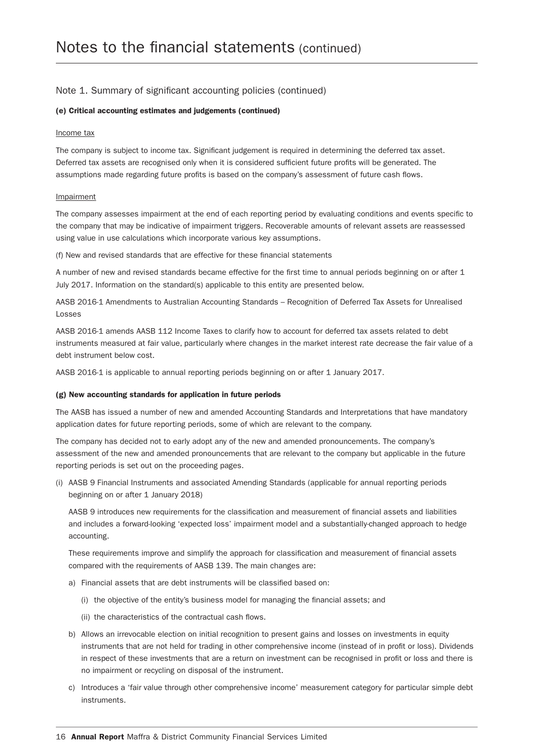# Notes to the financial statements (continued)

## Note 1. Summary of significant accounting policies (continued)

**(e) Critical accounting estimates and judgements (continued)**

Income tax

The company is subject to income tax. Significant judgement is required in determining the deferred tax asset. Deferred tax assets are recognised only when it is considered sufficient future profits will be generated. The assumptions made regarding future profits is based on the company's assessment of future cash flows.

Impairment

The company assesses impairment at the end of each reporting period by evaluating conditions and events specific to the company that may be indicative of impairment triggers. Recoverable amounts of relevant assets are reassessed using value in use calculations which incorporate various key assumptions.

(f) New and revised standards that are effective for these financial statements

A number of new and revised standards became effective for the first time to annual periods beginning on or after 1 July 2017. Information on the standard(s) applicable to this entity are presented below.

AASB 2016-1 Amendments to Australian Accounting Standards – Recognition of Deferred Tax Assets for Unrealised Losses

AASB 2016-1 amends AASB 112 Income Taxes to clarify how to account for deferred tax assets related to debt instruments measured at fair value, particularly where changes in the market interest rate decrease the fair value of a debt instrument below cost.

AASB 2016-1 is applicable to annual reporting periods beginning on or after 1 January 2017.

**(g) New accounting standards for application in future periods**

The AASB has issued a number of new and amended Accounting Standards and Interpretations that have mandatory application dates for future reporting periods, some of which are relevant to the company.

The company has decided not to early adopt any of the new and amended pronouncements. The company's assessment of the new and amended pronouncements that are relevant to the company but applicable in the future reporting periods is set out on the proceeding pages.

(i) AASB 9 Financial Instruments and associated Amending Standards (applicable for annual reporting periods beginning on or after 1 January 2018)

AASB 9 introduces new requirements for the classification and measurement of financial assets and liabilities and includes a forward-looking 'expected loss' impairment model and a substantially-changed approach to hedge accounting.

These requirements improve and simplify the approach for classification and measurement of financial assets compared with the requirements of AASB 139. The main changes are:

a) Financial assets that are debt instruments will be classified based on:

   (i) the objective of the entity's business model for managing the financial assets; and

   (ii) the characteristics of the contractual cash flows.

b) Allows an irrevocable election on initial recognition to present gains and losses on investments in equity instruments that are not held for trading in other comprehensive income (instead of in profit or loss). Dividends in respect of these investments that are a return on investment can be recognised in profit or loss and there is no impairment or recycling on disposal of the instrument.

c) Introduces a 'fair value through other comprehensive income' measurement category for particular simple debt instruments.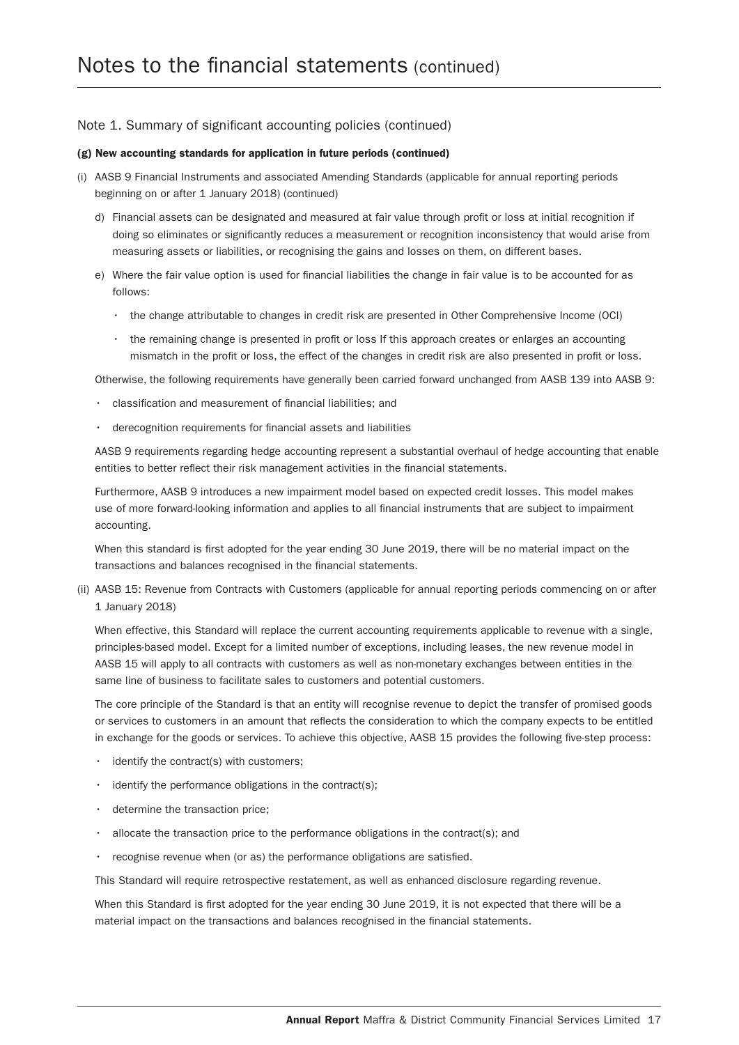# Notes to the financial statements (continued)

## Note 1. Summary of significant accounting policies (continued)

### (g) New accounting standards for application in future periods (continued)

(i) AASB 9 Financial Instruments and associated Amending Standards (applicable for annual reporting periods beginning on or after 1 January 2018) (continued)

d) Financial assets can be designated and measured at fair value through profit or loss at initial recognition if doing so eliminates or significantly reduces a measurement or recognition inconsistency that would arise from measuring assets or liabilities, or recognising the gains and losses on them, on different bases.

e) Where the fair value option is used for financial liabilities the change in fair value is to be accounted for as follows:

- the change attributable to changes in credit risk are presented in Other Comprehensive Income (OCI)
- the remaining change is presented in profit or loss If this approach creates or enlarges an accounting mismatch in the profit or loss, the effect of the changes in credit risk are also presented in profit or loss.

Otherwise, the following requirements have generally been carried forward unchanged from AASB 139 into AASB 9:

- classification and measurement of financial liabilities; and
- derecognition requirements for financial assets and liabilities

AASB 9 requirements regarding hedge accounting represent a substantial overhaul of hedge accounting that enable entities to better reflect their risk management activities in the financial statements.

Furthermore, AASB 9 introduces a new impairment model based on expected credit losses. This model makes use of more forward-looking information and applies to all financial instruments that are subject to impairment accounting.

When this standard is first adopted for the year ending 30 June 2019, there will be no material impact on the transactions and balances recognised in the financial statements.

(ii) AASB 15: Revenue from Contracts with Customers (applicable for annual reporting periods commencing on or after 1 January 2018)

When effective, this Standard will replace the current accounting requirements applicable to revenue with a single, principles-based model. Except for a limited number of exceptions, including leases, the new revenue model in AASB 15 will apply to all contracts with customers as well as non-monetary exchanges between entities in the same line of business to facilitate sales to customers and potential customers.

The core principle of the Standard is that an entity will recognise revenue to depict the transfer of promised goods or services to customers in an amount that reflects the consideration to which the company expects to be entitled in exchange for the goods or services. To achieve this objective, AASB 15 provides the following five-step process:

- identify the contract(s) with customers;
- identify the performance obligations in the contract(s);
- determine the transaction price;
- allocate the transaction price to the performance obligations in the contract(s); and
- recognise revenue when (or as) the performance obligations are satisfied.

This Standard will require retrospective restatement, as well as enhanced disclosure regarding revenue.

When this Standard is first adopted for the year ending 30 June 2019, it is not expected that there will be a material impact on the transactions and balances recognised in the financial statements.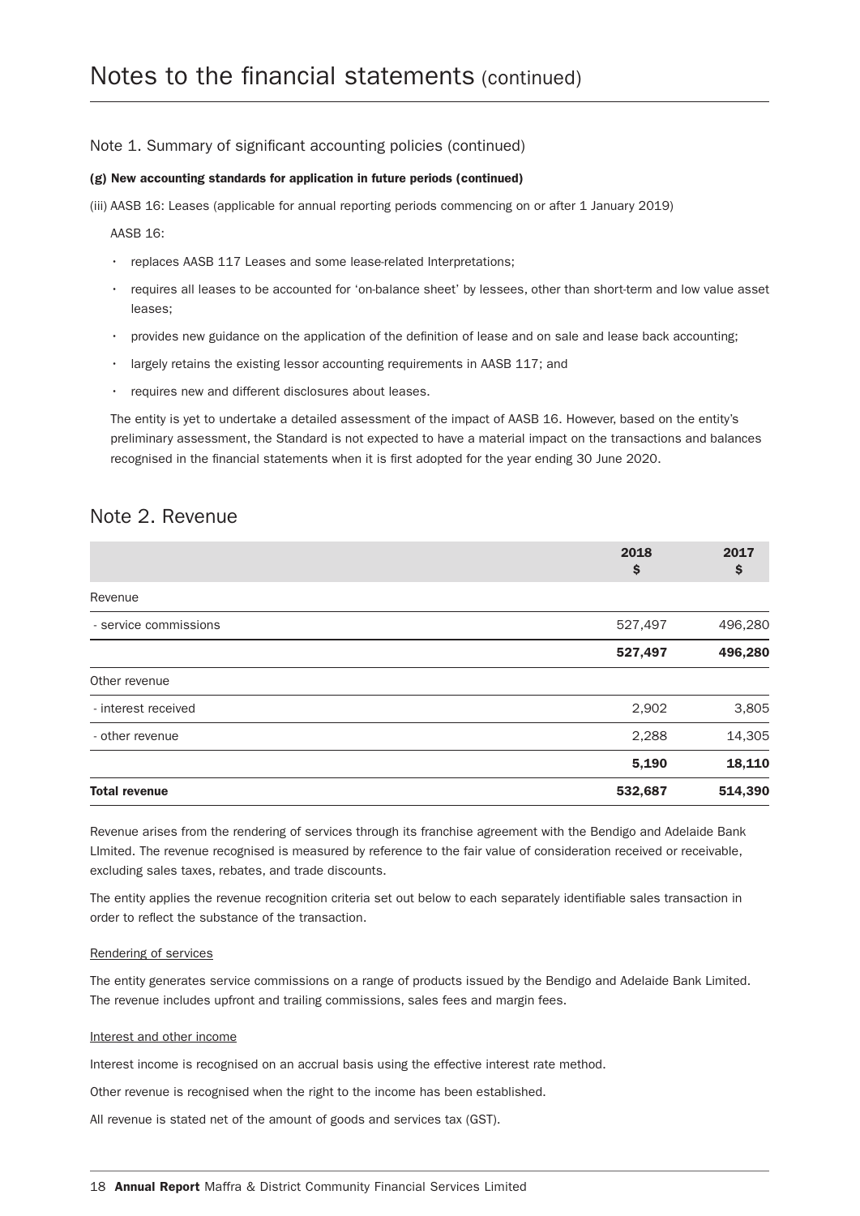# Notes to the financial statements (continued)

## Note 1. Summary of significant accounting policies (continued)

**(g) New accounting standards for application in future periods (continued)**

(iii) AASB 16: Leases (applicable for annual reporting periods commencing on or after 1 January 2019)

AASB 16:

- replaces AASB 117 Leases and some lease-related Interpretations;
- requires all leases to be accounted for 'on-balance sheet' by lessees, other than short-term and low value asset leases;
- provides new guidance on the application of the definition of lease and on sale and lease back accounting;
- largely retains the existing lessor accounting requirements in AASB 117; and
- requires new and different disclosures about leases.

The entity is yet to undertake a detailed assessment of the impact of AASB 16. However, based on the entity's preliminary assessment, the Standard is not expected to have a material impact on the transactions and balances recognised in the financial statements when it is first adopted for the year ending 30 June 2020.

## Note 2. Revenue

| | 2018 $ | 2017 $ |
|---|---|---|
| Revenue | | |
| - service commissions | 527,497 | 496,280 |
| | **527,497** | **496,280** |
| Other revenue | | |
| - interest received | 2,902 | 3,805 |
| - other revenue | 2,288 | 14,305 |
| | **5,190** | **18,110** |
| **Total revenue** | **532,687** | **514,390** |

Revenue arises from the rendering of services through its franchise agreement with the Bendigo and Adelaide Bank LImited. The revenue recognised is measured by reference to the fair value of consideration received or receivable, excluding sales taxes, rebates, and trade discounts.

The entity applies the revenue recognition criteria set out below to each separately identifiable sales transaction in order to reflect the substance of the transaction.

Rendering of services

The entity generates service commissions on a range of products issued by the Bendigo and Adelaide Bank Limited. The revenue includes upfront and trailing commissions, sales fees and margin fees.

Interest and other income

Interest income is recognised on an accrual basis using the effective interest rate method.

Other revenue is recognised when the right to the income has been established.

All revenue is stated net of the amount of goods and services tax (GST).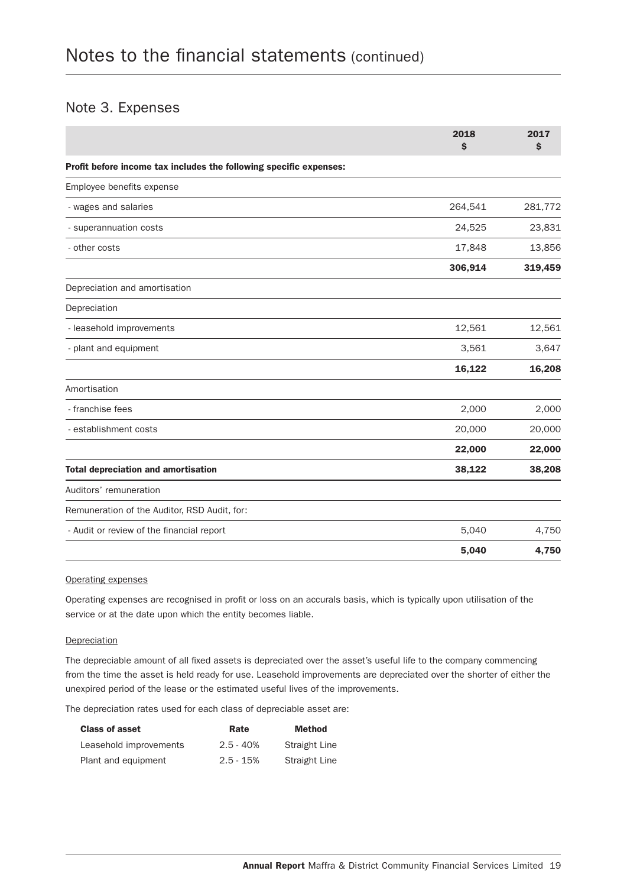# Notes to the financial statements (continued)

## Note 3. Expenses

| | 2018 $ | 2017 $ |
|---|---|---|
| **Profit before income tax includes the following specific expenses:** | | |
| Employee benefits expense | | |
| - wages and salaries | 264,541 | 281,772 |
| - superannuation costs | 24,525 | 23,831 |
| - other costs | 17,848 | 13,856 |
| | **306,914** | **319,459** |
| Depreciation and amortisation | | |
| Depreciation | | |
| - leasehold improvements | 12,561 | 12,561 |
| - plant and equipment | 3,561 | 3,647 |
| | **16,122** | **16,208** |
| Amortisation | | |
| - franchise fees | 2,000 | 2,000 |
| - establishment costs | 20,000 | 20,000 |
| | **22,000** | **22,000** |
| **Total depreciation and amortisation** | **38,122** | **38,208** |
| Auditors' remuneration | | |
| Remuneration of the Auditor, RSD Audit, for: | | |
| - Audit or review of the financial report | 5,040 | 4,750 |
| | **5,040** | **4,750** |

Operating expenses

Operating expenses are recognised in profit or loss on an accurals basis, which is typically upon utilisation of the service or at the date upon which the entity becomes liable.

Depreciation

The depreciable amount of all fixed assets is depreciated over the asset's useful life to the company commencing from the time the asset is held ready for use. Leasehold improvements are depreciated over the shorter of either the unexpired period of the lease or the estimated useful lives of the improvements.

The depreciation rates used for each class of depreciable asset are:

| Class of asset | Rate | Method |
|---|---|---|
| Leasehold improvements | 2.5 - 40% | Straight Line |
| Plant and equipment | 2.5 - 15% | Straight Line |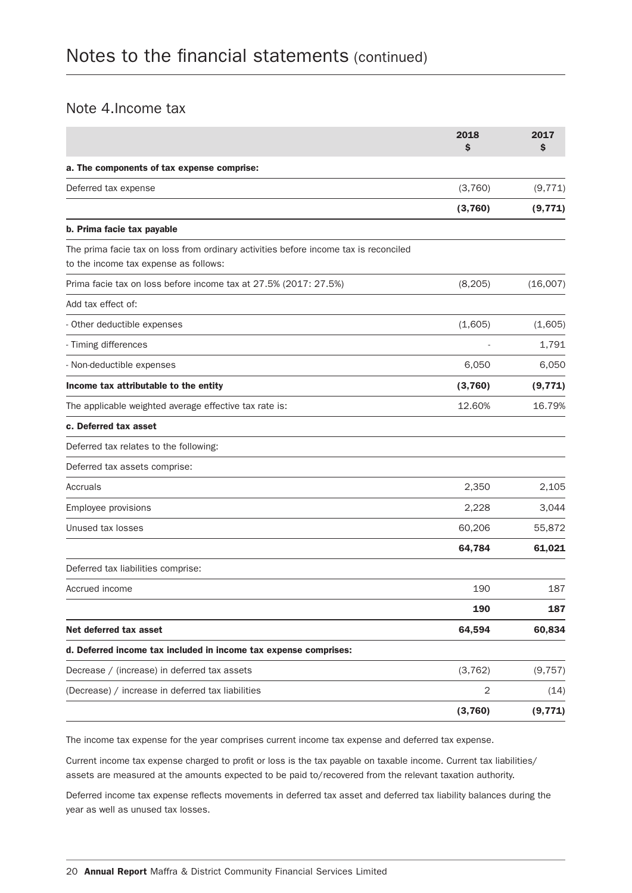# Notes to the financial statements (continued)

## Note 4.Income tax

| | 2018 $ | 2017 $ |
|---|---|---|
| **a. The components of tax expense comprise:** | | |
| Deferred tax expense | (3,760) | (9,771) |
| | **(3,760)** | **(9,771)** |
| **b. Prima facie tax payable** | | |
| The prima facie tax on loss from ordinary activities before income tax is reconciled to the income tax expense as follows: | | |
| Prima facie tax on loss before income tax at 27.5% (2017: 27.5%) | (8,205) | (16,007) |
| Add tax effect of: | | |
| - Other deductible expenses | (1,605) | (1,605) |
| - Timing differences | - | 1,791 |
| - Non-deductible expenses | 6,050 | 6,050 |
| **Income tax attributable to the entity** | **(3,760)** | **(9,771)** |
| The applicable weighted average effective tax rate is: | 12.60% | 16.79% |
| **c. Deferred tax asset** | | |
| Deferred tax relates to the following: | | |
| Deferred tax assets comprise: | | |
| Accruals | 2,350 | 2,105 |
| Employee provisions | 2,228 | 3,044 |
| Unused tax losses | 60,206 | 55,872 |
| | **64,784** | **61,021** |
| Deferred tax liabilities comprise: | | |
| Accrued income | 190 | 187 |
| | **190** | **187** |
| **Net deferred tax asset** | **64,594** | **60,834** |
| **d. Deferred income tax included in income tax expense comprises:** | | |
| Decrease / (increase) in deferred tax assets | (3,762) | (9,757) |
| (Decrease) / increase in deferred tax liabilities | 2 | (14) |
| | **(3,760)** | **(9,771)** |

The income tax expense for the year comprises current income tax expense and deferred tax expense.

Current income tax expense charged to profit or loss is the tax payable on taxable income. Current tax liabilities/assets are measured at the amounts expected to be paid to/recovered from the relevant taxation authority.

Deferred income tax expense reflects movements in deferred tax asset and deferred tax liability balances during the year as well as unused tax losses.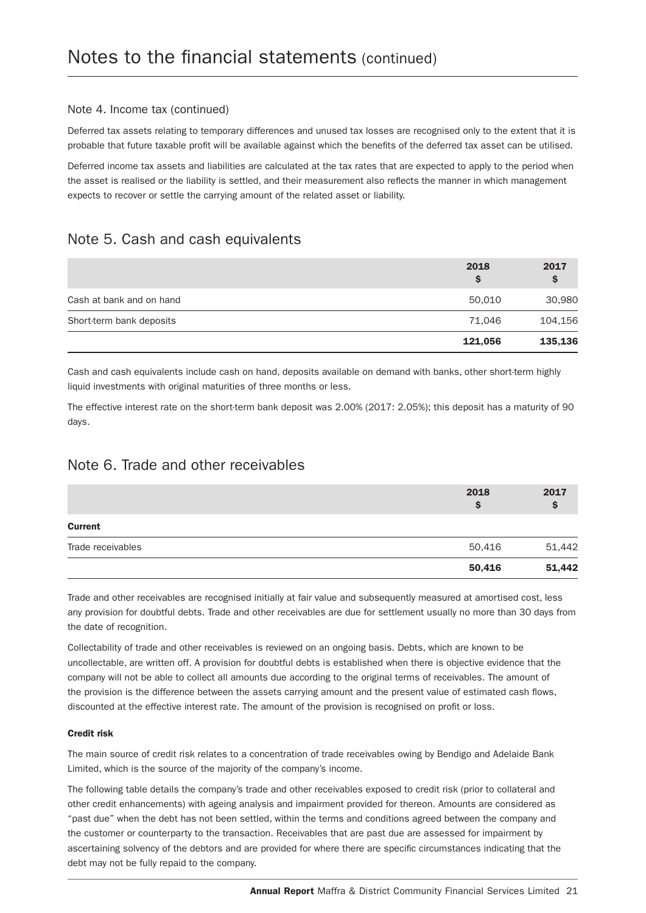# Notes to the financial statements (continued)

### Note 4. Income tax (continued)

Deferred tax assets relating to temporary differences and unused tax losses are recognised only to the extent that it is probable that future taxable profit will be available against which the benefits of the deferred tax asset can be utilised.

Deferred income tax assets and liabilities are calculated at the tax rates that are expected to apply to the period when the asset is realised or the liability is settled, and their measurement also reflects the manner in which management expects to recover or settle the carrying amount of the related asset or liability.

## Note 5. Cash and cash equivalents

| | 2018 $ | 2017 $ |
|---|---|---|
| Cash at bank and on hand | 50,010 | 30,980 |
| Short-term bank deposits | 71,046 | 104,156 |
| | **121,056** | **135,136** |

Cash and cash equivalents include cash on hand, deposits available on demand with banks, other short-term highly liquid investments with original maturities of three months or less.

The effective interest rate on the short-term bank deposit was 2.00% (2017: 2.05%); this deposit has a maturity of 90 days.

## Note 6. Trade and other receivables

| | 2018 $ | 2017 $ |
|---|---|---|
| **Current** | | |
| Trade receivables | 50,416 | 51,442 |
| | **50,416** | **51,442** |

Trade and other receivables are recognised initially at fair value and subsequently measured at amortised cost, less any provision for doubtful debts. Trade and other receivables are due for settlement usually no more than 30 days from the date of recognition.

Collectability of trade and other receivables is reviewed on an ongoing basis. Debts, which are known to be uncollectable, are written off. A provision for doubtful debts is established when there is objective evidence that the company will not be able to collect all amounts due according to the original terms of receivables. The amount of the provision is the difference between the assets carrying amount and the present value of estimated cash flows, discounted at the effective interest rate. The amount of the provision is recognised on profit or loss.

**Credit risk**

The main source of credit risk relates to a concentration of trade receivables owing by Bendigo and Adelaide Bank Limited, which is the source of the majority of the company's income.

The following table details the company's trade and other receivables exposed to credit risk (prior to collateral and other credit enhancements) with ageing analysis and impairment provided for thereon. Amounts are considered as "past due" when the debt has not been settled, within the terms and conditions agreed between the company and the customer or counterparty to the transaction. Receivables that are past due are assessed for impairment by ascertaining solvency of the debtors and are provided for where there are specific circumstances indicating that the debt may not be fully repaid to the company.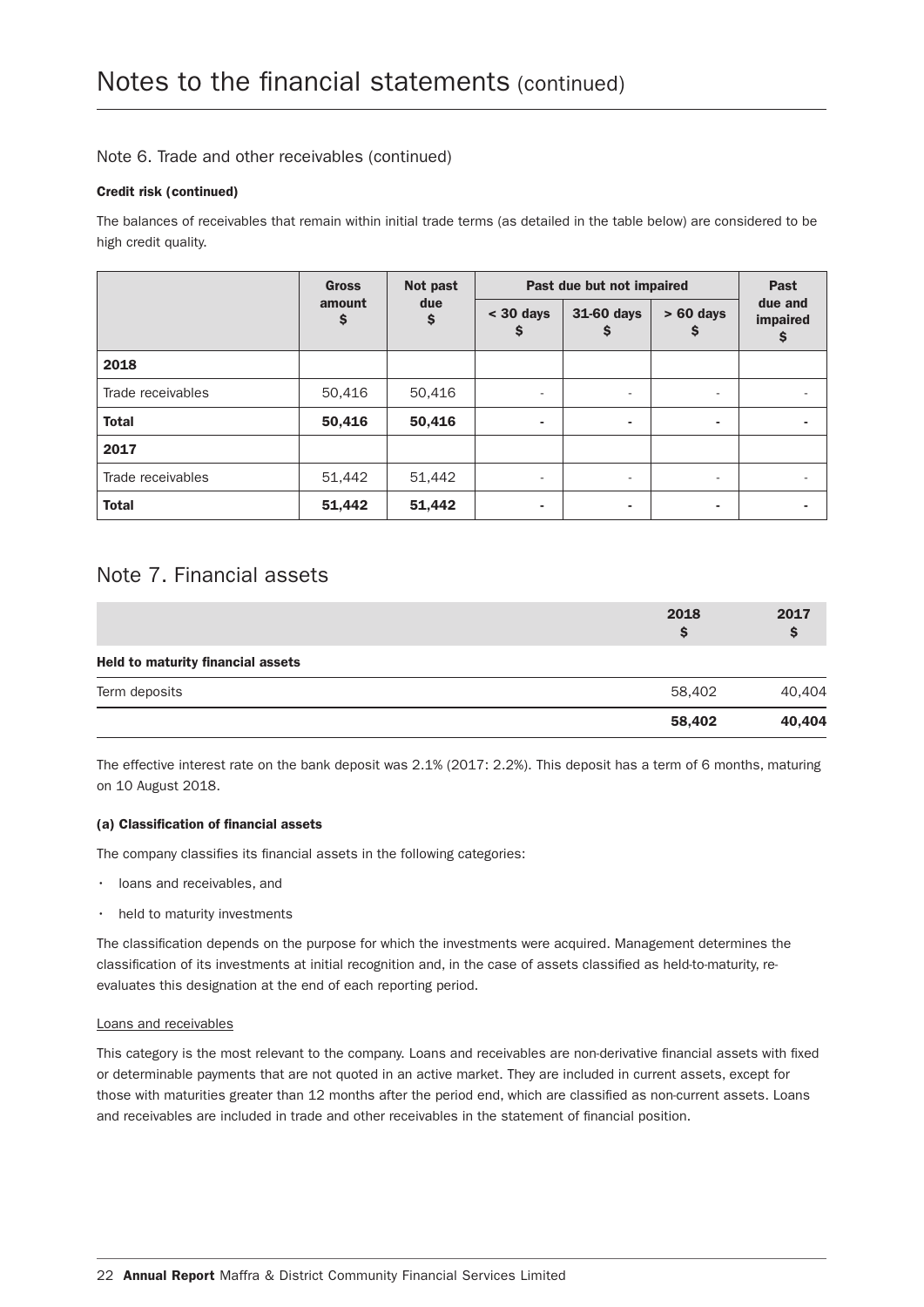## Note 6. Trade and other receivables (continued)

**Credit risk (continued)**

The balances of receivables that remain within initial trade terms (as detailed in the table below) are considered to be high credit quality.

| | Gross amount $ | Not past due $ | Past due but not impaired | | | Past due and impaired $ |
|---|---|---|---|---|---|---|
| | | | < 30 days $ | 31-60 days $ | > 60 days $ | |
| **2018** | | | | | | |
| Trade receivables | 50,416 | 50,416 | - | - | - | - |
| **Total** | **50,416** | **50,416** | **-** | **-** | **-** | **-** |
| **2017** | | | | | | |
| Trade receivables | 51,442 | 51,442 | - | - | - | - |
| **Total** | **51,442** | **51,442** | **-** | **-** | **-** | **-** |

## Note 7. Financial assets

| | 2018 $ | 2017 $ |
|---|---|---|
| **Held to maturity financial assets** | | |
| Term deposits | 58,402 | 40,404 |
| | **58,402** | **40,404** |

The effective interest rate on the bank deposit was 2.1% (2017: 2.2%). This deposit has a term of 6 months, maturing on 10 August 2018.

**(a) Classification of financial assets**

The company classifies its financial assets in the following categories:

- loans and receivables, and
- held to maturity investments

The classification depends on the purpose for which the investments were acquired. Management determines the classification of its investments at initial recognition and, in the case of assets classified as held-to-maturity, re-evaluates this designation at the end of each reporting period.

Loans and receivables

This category is the most relevant to the company. Loans and receivables are non-derivative financial assets with fixed or determinable payments that are not quoted in an active market. They are included in current assets, except for those with maturities greater than 12 months after the period end, which are classified as non-current assets. Loans and receivables are included in trade and other receivables in the statement of financial position.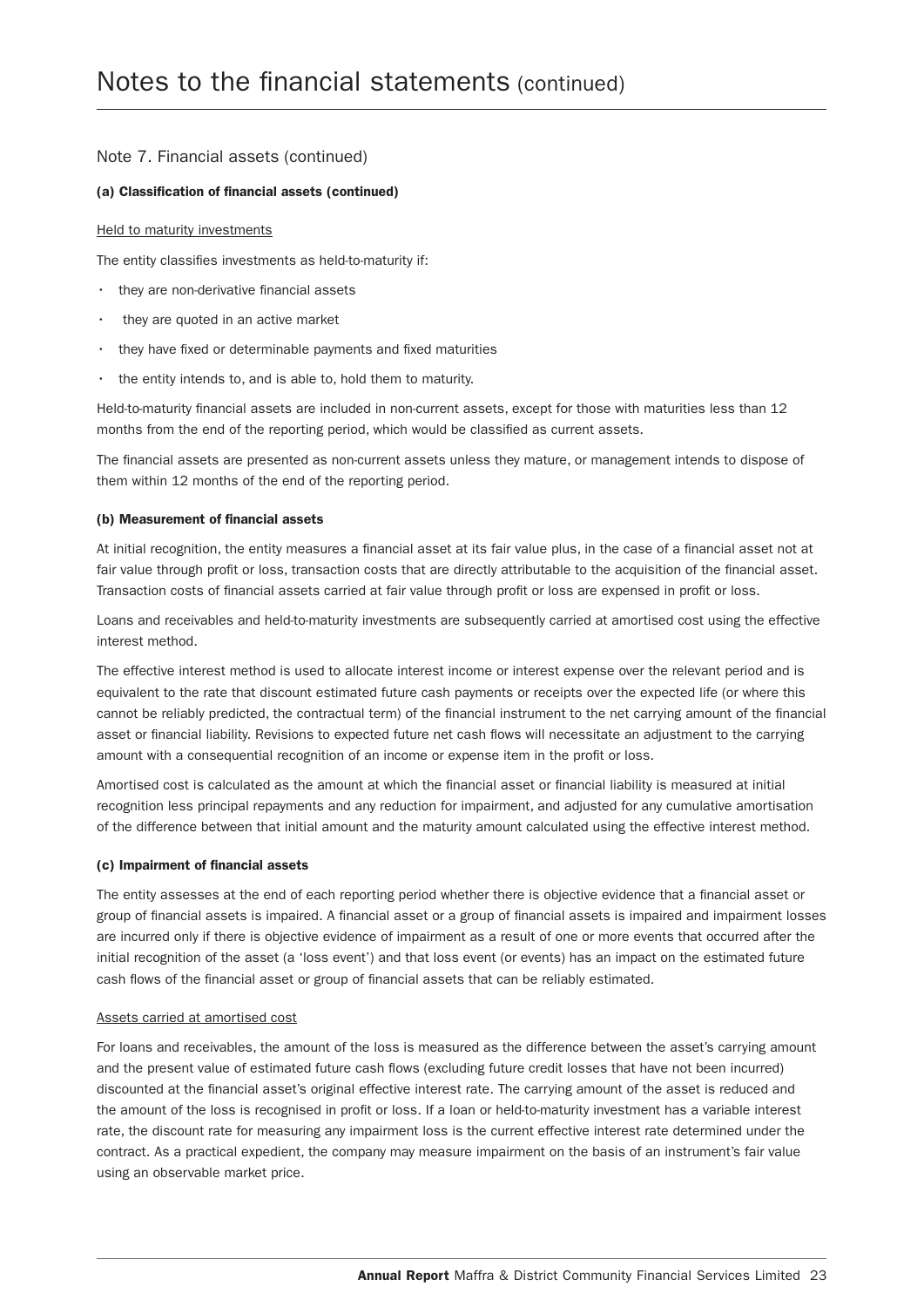# Notes to the financial statements (continued)

## Note 7. Financial assets (continued)

### (a) Classification of financial assets (continued)

Held to maturity investments

The entity classifies investments as held-to-maturity if:

- they are non-derivative financial assets
- they are quoted in an active market
- they have fixed or determinable payments and fixed maturities
- the entity intends to, and is able to, hold them to maturity.

Held-to-maturity financial assets are included in non-current assets, except for those with maturities less than 12 months from the end of the reporting period, which would be classified as current assets.

The financial assets are presented as non-current assets unless they mature, or management intends to dispose of them within 12 months of the end of the reporting period.

### (b) Measurement of financial assets

At initial recognition, the entity measures a financial asset at its fair value plus, in the case of a financial asset not at fair value through profit or loss, transaction costs that are directly attributable to the acquisition of the financial asset. Transaction costs of financial assets carried at fair value through profit or loss are expensed in profit or loss.

Loans and receivables and held-to-maturity investments are subsequently carried at amortised cost using the effective interest method.

The effective interest method is used to allocate interest income or interest expense over the relevant period and is equivalent to the rate that discount estimated future cash payments or receipts over the expected life (or where this cannot be reliably predicted, the contractual term) of the financial instrument to the net carrying amount of the financial asset or financial liability. Revisions to expected future net cash flows will necessitate an adjustment to the carrying amount with a consequential recognition of an income or expense item in the profit or loss.

Amortised cost is calculated as the amount at which the financial asset or financial liability is measured at initial recognition less principal repayments and any reduction for impairment, and adjusted for any cumulative amortisation of the difference between that initial amount and the maturity amount calculated using the effective interest method.

### (c) Impairment of financial assets

The entity assesses at the end of each reporting period whether there is objective evidence that a financial asset or group of financial assets is impaired. A financial asset or a group of financial assets is impaired and impairment losses are incurred only if there is objective evidence of impairment as a result of one or more events that occurred after the initial recognition of the asset (a 'loss event') and that loss event (or events) has an impact on the estimated future cash flows of the financial asset or group of financial assets that can be reliably estimated.

Assets carried at amortised cost

For loans and receivables, the amount of the loss is measured as the difference between the asset's carrying amount and the present value of estimated future cash flows (excluding future credit losses that have not been incurred) discounted at the financial asset's original effective interest rate. The carrying amount of the asset is reduced and the amount of the loss is recognised in profit or loss. If a loan or held-to-maturity investment has a variable interest rate, the discount rate for measuring any impairment loss is the current effective interest rate determined under the contract. As a practical expedient, the company may measure impairment on the basis of an instrument's fair value using an observable market price.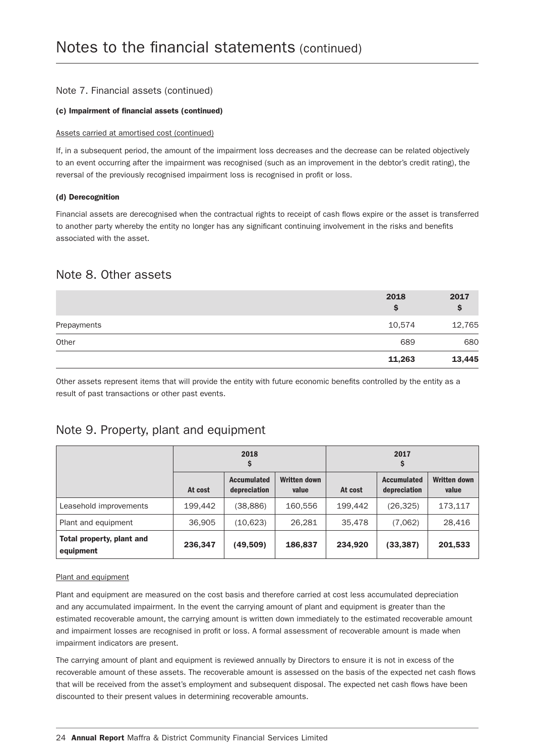## Note 7. Financial assets (continued)

### (c) Impairment of financial assets (continued)

Assets carried at amortised cost (continued)

If, in a subsequent period, the amount of the impairment loss decreases and the decrease can be related objectively to an event occurring after the impairment was recognised (such as an improvement in the debtor's credit rating), the reversal of the previously recognised impairment loss is recognised in profit or loss.

### (d) Derecognition

Financial assets are derecognised when the contractual rights to receipt of cash flows expire or the asset is transferred to another party whereby the entity no longer has any significant continuing involvement in the risks and benefits associated with the asset.

## Note 8. Other assets

| | 2018 $ | 2017 $ |
|---|---|---|
| Prepayments | 10,574 | 12,765 |
| Other | 689 | 680 |
| | **11,263** | **13,445** |

Other assets represent items that will provide the entity with future economic benefits controlled by the entity as a result of past transactions or other past events.

## Note 9. Property, plant and equipment

| | 2018 $ | | | 2017 $ | | |
|---|---|---|---|---|---|---|
| | At cost | Accumulated depreciation | Written down value | At cost | Accumulated depreciation | Written down value |
| Leasehold improvements | 199,442 | (38,886) | 160,556 | 199,442 | (26,325) | 173,117 |
| Plant and equipment | 36,905 | (10,623) | 26,281 | 35,478 | (7,062) | 28,416 |
| **Total property, plant and equipment** | **236,347** | **(49,509)** | **186,837** | **234,920** | **(33,387)** | **201,533** |

Plant and equipment

Plant and equipment are measured on the cost basis and therefore carried at cost less accumulated depreciation and any accumulated impairment. In the event the carrying amount of plant and equipment is greater than the estimated recoverable amount, the carrying amount is written down immediately to the estimated recoverable amount and impairment losses are recognised in profit or loss. A formal assessment of recoverable amount is made when impairment indicators are present.

The carrying amount of plant and equipment is reviewed annually by Directors to ensure it is not in excess of the recoverable amount of these assets. The recoverable amount is assessed on the basis of the expected net cash flows that will be received from the asset's employment and subsequent disposal. The expected net cash flows have been discounted to their present values in determining recoverable amounts.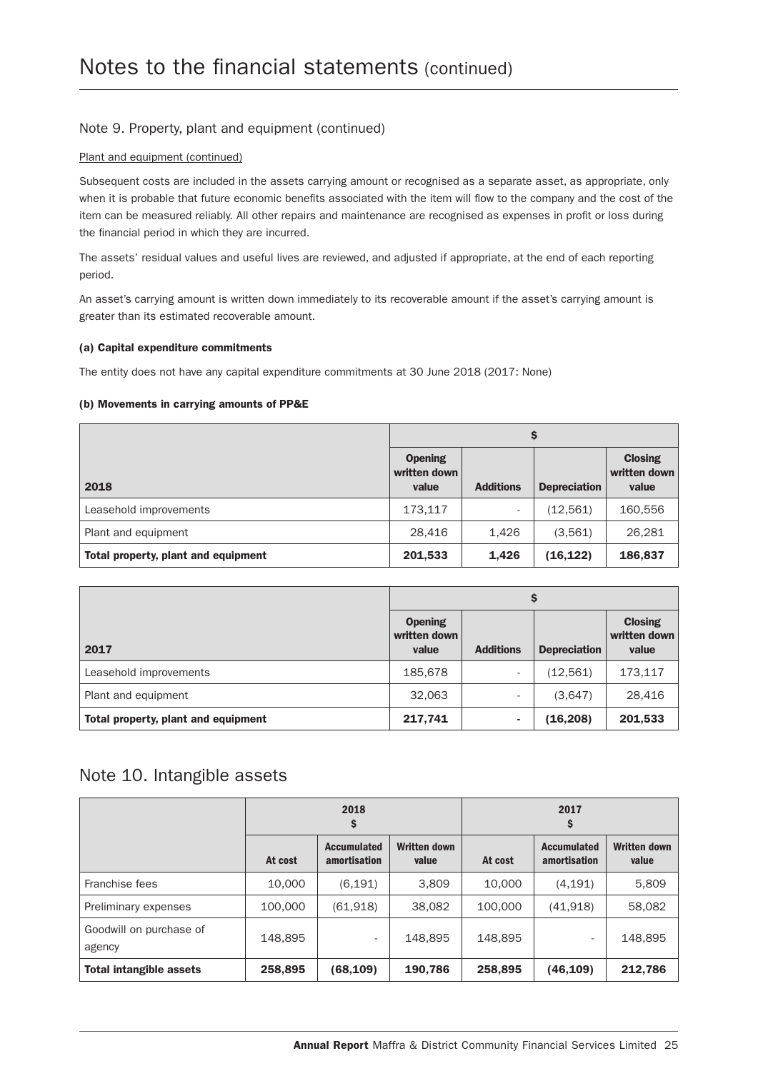# Notes to the financial statements (continued)

## Note 9. Property, plant and equipment (continued)

Plant and equipment (continued)

Subsequent costs are included in the assets carrying amount or recognised as a separate asset, as appropriate, only when it is probable that future economic benefits associated with the item will flow to the company and the cost of the item can be measured reliably. All other repairs and maintenance are recognised as expenses in profit or loss during the financial period in which they are incurred.

The assets' residual values and useful lives are reviewed, and adjusted if appropriate, at the end of each reporting period.

An asset's carrying amount is written down immediately to its recoverable amount if the asset's carrying amount is greater than its estimated recoverable amount.

**(a) Capital expenditure commitments**

The entity does not have any capital expenditure commitments at 30 June 2018 (2017: None)

**(b) Movements in carrying amounts of PP&E**

| | $ | | | |
|---|---|---|---|---|
| **2018** | **Opening written down value** | **Additions** | **Depreciation** | **Closing written down value** |
| Leasehold improvements | 173,117 | - | (12,561) | 160,556 |
| Plant and equipment | 28,416 | 1,426 | (3,561) | 26,281 |
| **Total property, plant and equipment** | **201,533** | **1,426** | **(16,122)** | **186,837** |

| | $ | | | |
|---|---|---|---|---|
| **2017** | **Opening written down value** | **Additions** | **Depreciation** | **Closing written down value** |
| Leasehold improvements | 185,678 | - | (12,561) | 173,117 |
| Plant and equipment | 32,063 | - | (3,647) | 28,416 |
| **Total property, plant and equipment** | **217,741** | **-** | **(16,208)** | **201,533** |

## Note 10. Intangible assets

| | 2018 $ | | | 2017 $ | | |
|---|---|---|---|---|---|---|
| | **At cost** | **Accumulated amortisation** | **Written down value** | **At cost** | **Accumulated amortisation** | **Written down value** |
| Franchise fees | 10,000 | (6,191) | 3,809 | 10,000 | (4,191) | 5,809 |
| Preliminary expenses | 100,000 | (61,918) | 38,082 | 100,000 | (41,918) | 58,082 |
| Goodwill on purchase of agency | 148,895 | - | 148,895 | 148,895 | - | 148,895 |
| **Total intangible assets** | **258,895** | **(68,109)** | **190,786** | **258,895** | **(46,109)** | **212,786** |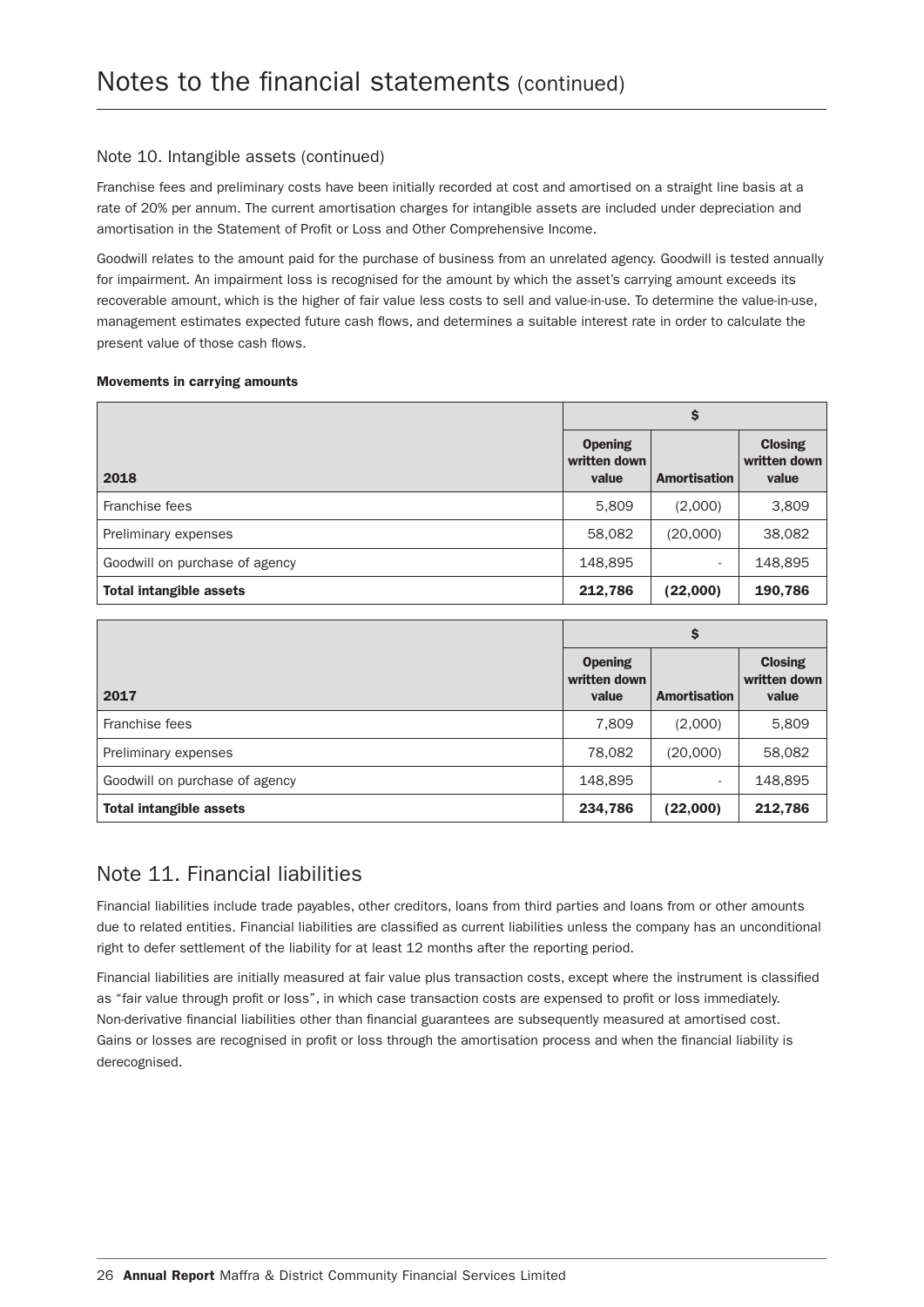# Notes to the financial statements (continued)

## Note 10. Intangible assets (continued)

Franchise fees and preliminary costs have been initially recorded at cost and amortised on a straight line basis at a rate of 20% per annum. The current amortisation charges for intangible assets are included under depreciation and amortisation in the Statement of Profit or Loss and Other Comprehensive Income.

Goodwill relates to the amount paid for the purchase of business from an unrelated agency. Goodwill is tested annually for impairment. An impairment loss is recognised for the amount by which the asset's carrying amount exceeds its recoverable amount, which is the higher of fair value less costs to sell and value-in-use. To determine the value-in-use, management estimates expected future cash flows, and determines a suitable interest rate in order to calculate the present value of those cash flows.

**Movements in carrying amounts**

| | $ | | |
|---|---|---|---|
| **2018** | **Opening written down value** | **Amortisation** | **Closing written down value** |
| Franchise fees | 5,809 | (2,000) | 3,809 |
| Preliminary expenses | 58,082 | (20,000) | 38,082 |
| Goodwill on purchase of agency | 148,895 | - | 148,895 |
| **Total intangible assets** | **212,786** | **(22,000)** | **190,786** |

| | $ | | |
|---|---|---|---|
| **2017** | **Opening written down value** | **Amortisation** | **Closing written down value** |
| Franchise fees | 7,809 | (2,000) | 5,809 |
| Preliminary expenses | 78,082 | (20,000) | 58,082 |
| Goodwill on purchase of agency | 148,895 | - | 148,895 |
| **Total intangible assets** | **234,786** | **(22,000)** | **212,786** |

## Note 11. Financial liabilities

Financial liabilities include trade payables, other creditors, loans from third parties and loans from or other amounts due to related entities. Financial liabilities are classified as current liabilities unless the company has an unconditional right to defer settlement of the liability for at least 12 months after the reporting period.

Financial liabilities are initially measured at fair value plus transaction costs, except where the instrument is classified as "fair value through profit or loss", in which case transaction costs are expensed to profit or loss immediately. Non-derivative financial liabilities other than financial guarantees are subsequently measured at amortised cost. Gains or losses are recognised in profit or loss through the amortisation process and when the financial liability is derecognised.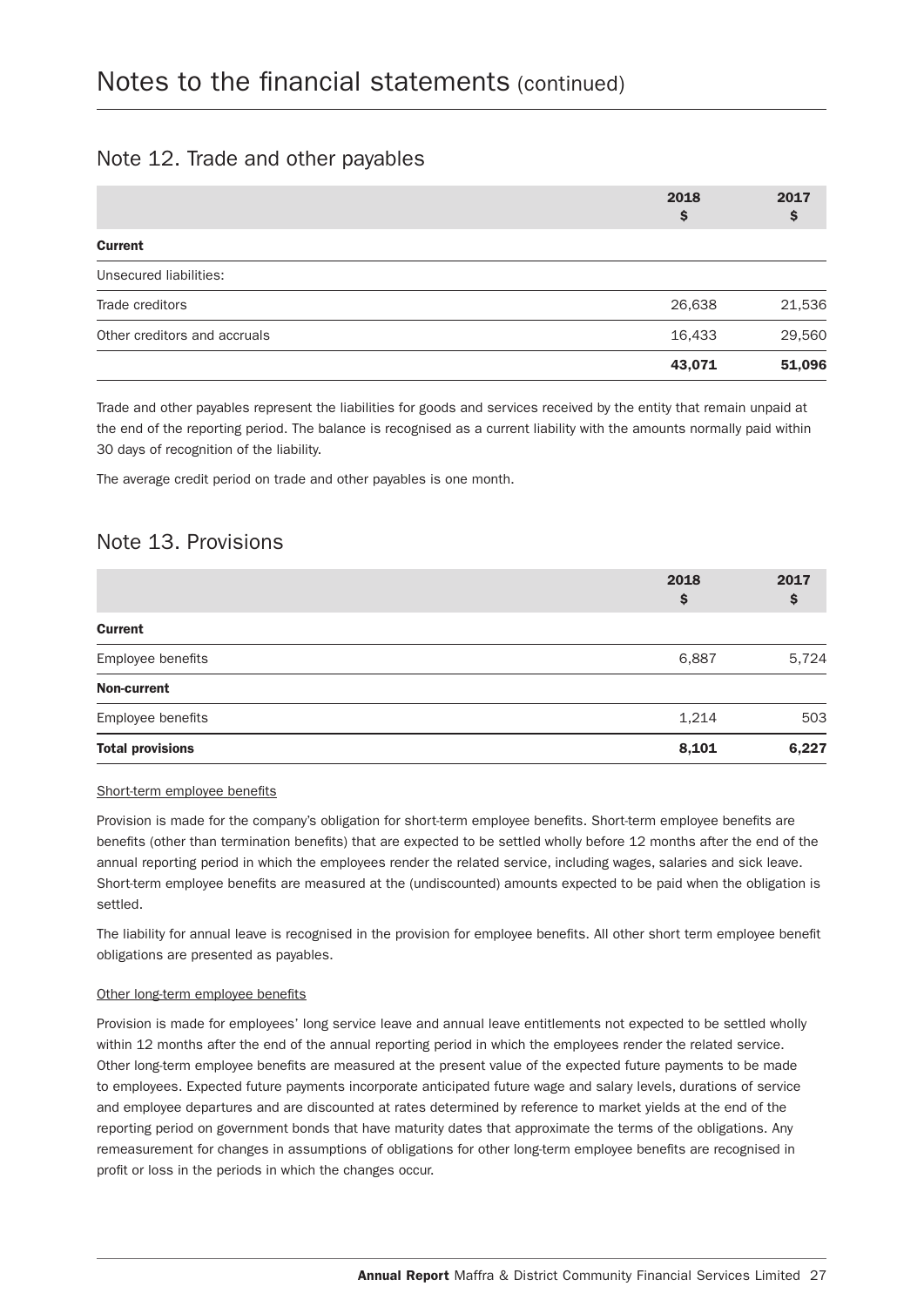# Notes to the financial statements (continued)

## Note 12. Trade and other payables

| | 2018<br>$ | 2017<br>$ |
|---|---|---|
| **Current** | | |
| Unsecured liabilities: | | |
| Trade creditors | 26,638 | 21,536 |
| Other creditors and accruals | 16,433 | 29,560 |
| | **43,071** | **51,096** |

Trade and other payables represent the liabilities for goods and services received by the entity that remain unpaid at the end of the reporting period. The balance is recognised as a current liability with the amounts normally paid within 30 days of recognition of the liability.

The average credit period on trade and other payables is one month.

## Note 13. Provisions

| | 2018<br>$ | 2017<br>$ |
|---|---|---|
| **Current** | | |
| Employee benefits | 6,887 | 5,724 |
| **Non-current** | | |
| Employee benefits | 1,214 | 503 |
| **Total provisions** | **8,101** | **6,227** |

Short-term employee benefits

Provision is made for the company's obligation for short-term employee benefits. Short-term employee benefits are benefits (other than termination benefits) that are expected to be settled wholly before 12 months after the end of the annual reporting period in which the employees render the related service, including wages, salaries and sick leave. Short-term employee benefits are measured at the (undiscounted) amounts expected to be paid when the obligation is settled.

The liability for annual leave is recognised in the provision for employee benefits. All other short term employee benefit obligations are presented as payables.

Other long-term employee benefits

Provision is made for employees' long service leave and annual leave entitlements not expected to be settled wholly within 12 months after the end of the annual reporting period in which the employees render the related service. Other long-term employee benefits are measured at the present value of the expected future payments to be made to employees. Expected future payments incorporate anticipated future wage and salary levels, durations of service and employee departures and are discounted at rates determined by reference to market yields at the end of the reporting period on government bonds that have maturity dates that approximate the terms of the obligations. Any remeasurement for changes in assumptions of obligations for other long-term employee benefits are recognised in profit or loss in the periods in which the changes occur.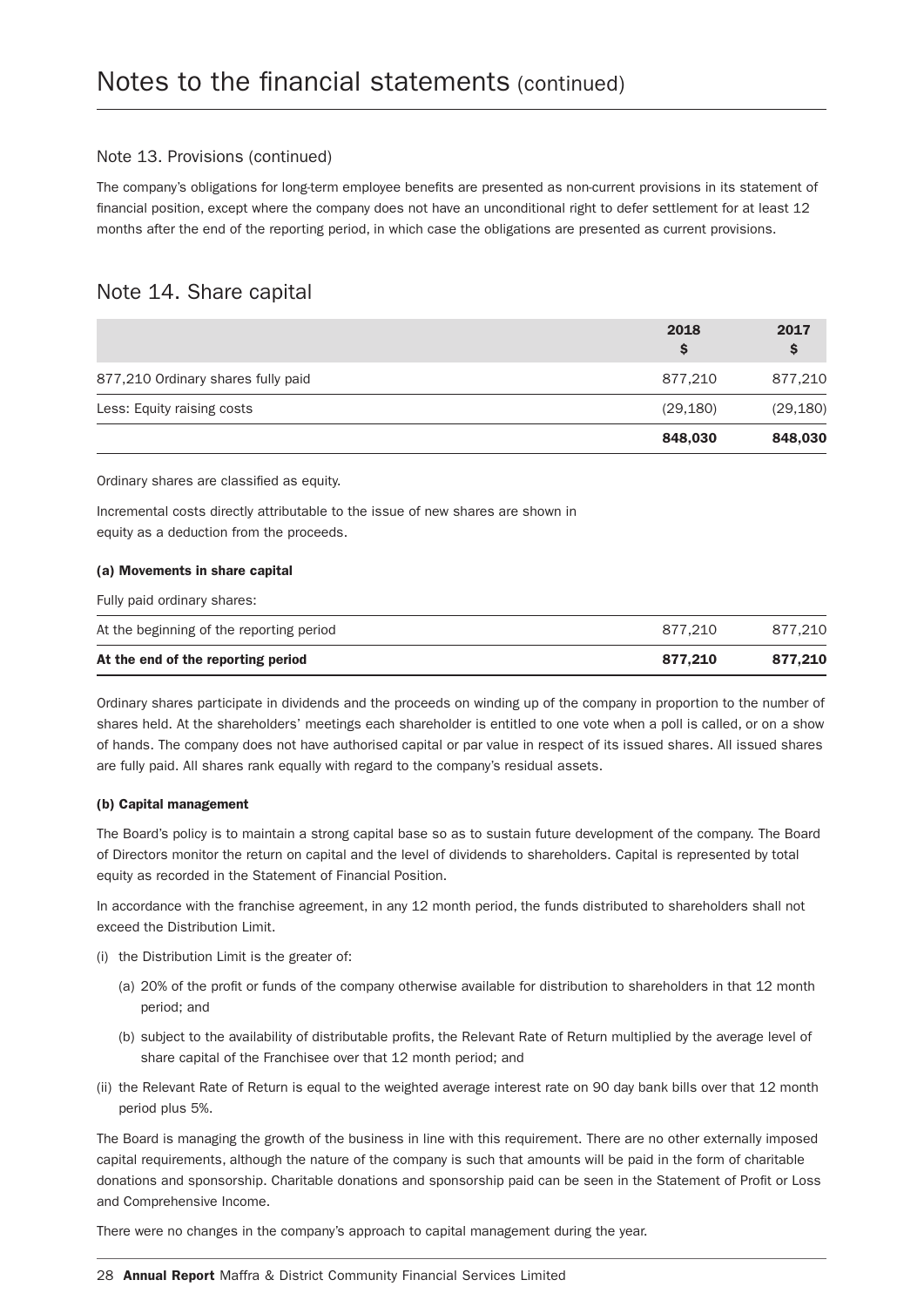## Note 13. Provisions (continued)

The company's obligations for long-term employee benefits are presented as non-current provisions in its statement of financial position, except where the company does not have an unconditional right to defer settlement for at least 12 months after the end of the reporting period, in which case the obligations are presented as current provisions.

# Note 14. Share capital

| | 2018 $ | 2017 $ |
|---|---|---|
| 877,210 Ordinary shares fully paid | 877,210 | 877,210 |
| Less: Equity raising costs | (29,180) | (29,180) |
| | **848,030** | **848,030** |

Ordinary shares are classified as equity.

Incremental costs directly attributable to the issue of new shares are shown in equity as a deduction from the proceeds.

#### (a) Movements in share capital

Fully paid ordinary shares:

| | | |
|---|---|---|
| At the beginning of the reporting period | 877,210 | 877,210 |
| **At the end of the reporting period** | **877,210** | **877,210** |

Ordinary shares participate in dividends and the proceeds on winding up of the company in proportion to the number of shares held. At the shareholders' meetings each shareholder is entitled to one vote when a poll is called, or on a show of hands. The company does not have authorised capital or par value in respect of its issued shares. All issued shares are fully paid. All shares rank equally with regard to the company's residual assets.

#### (b) Capital management

The Board's policy is to maintain a strong capital base so as to sustain future development of the company. The Board of Directors monitor the return on capital and the level of dividends to shareholders. Capital is represented by total equity as recorded in the Statement of Financial Position.

In accordance with the franchise agreement, in any 12 month period, the funds distributed to shareholders shall not exceed the Distribution Limit.

(i) the Distribution Limit is the greater of:

  (a) 20% of the profit or funds of the company otherwise available for distribution to shareholders in that 12 month period; and

  (b) subject to the availability of distributable profits, the Relevant Rate of Return multiplied by the average level of share capital of the Franchisee over that 12 month period; and

(ii) the Relevant Rate of Return is equal to the weighted average interest rate on 90 day bank bills over that 12 month period plus 5%.

The Board is managing the growth of the business in line with this requirement. There are no other externally imposed capital requirements, although the nature of the company is such that amounts will be paid in the form of charitable donations and sponsorship. Charitable donations and sponsorship paid can be seen in the Statement of Profit or Loss and Comprehensive Income.

There were no changes in the company's approach to capital management during the year.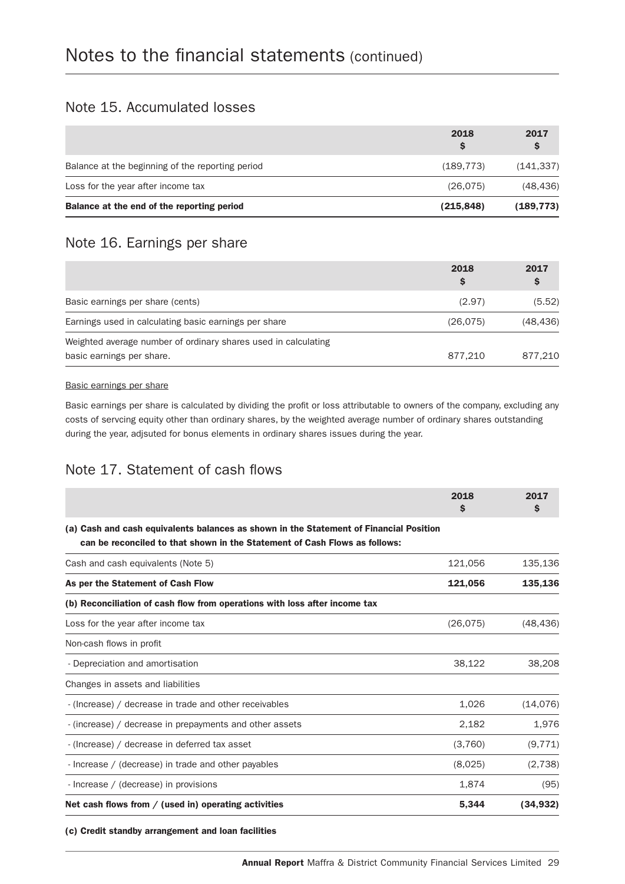# Notes to the financial statements (continued)

## Note 15. Accumulated losses

| | 2018 $ | 2017 $ |
|---|---|---|
| Balance at the beginning of the reporting period | (189,773) | (141,337) |
| Loss for the year after income tax | (26,075) | (48,436) |
| **Balance at the end of the reporting period** | **(215,848)** | **(189,773)** |

## Note 16. Earnings per share

| | 2018 $ | 2017 $ |
|---|---|---|
| Basic earnings per share (cents) | (2.97) | (5.52) |
| Earnings used in calculating basic earnings per share | (26,075) | (48,436) |
| Weighted average number of ordinary shares used in calculating basic earnings per share. | 877,210 | 877,210 |

Basic earnings per share

Basic earnings per share is calculated by dividing the profit or loss attributable to owners of the company, excluding any costs of servcing equity other than ordinary shares, by the weighted average number of ordinary shares outstanding during the year, adjsuted for bonus elements in ordinary shares issues during the year.

## Note 17. Statement of cash flows

| | 2018 $ | 2017 $ |
|---|---|---|
| **(a) Cash and cash equivalents balances as shown in the Statement of Financial Position can be reconciled to that shown in the Statement of Cash Flows as follows:** | | |
| Cash and cash equivalents (Note 5) | 121,056 | 135,136 |
| **As per the Statement of Cash Flow** | **121,056** | **135,136** |
| **(b) Reconciliation of cash flow from operations with loss after income tax** | | |
| Loss for the year after income tax | (26,075) | (48,436) |
| Non-cash flows in profit | | |
| - Depreciation and amortisation | 38,122 | 38,208 |
| Changes in assets and liabilities | | |
| - (Increase) / decrease in trade and other receivables | 1,026 | (14,076) |
| - (increase) / decrease in prepayments and other assets | 2,182 | 1,976 |
| - (Increase) / decrease in deferred tax asset | (3,760) | (9,771) |
| - Increase / (decrease) in trade and other payables | (8,025) | (2,738) |
| - Increase / (decrease) in provisions | 1,874 | (95) |
| **Net cash flows from / (used in) operating activities** | **5,344** | **(34,932)** |

**(c) Credit standby arrangement and loan facilities**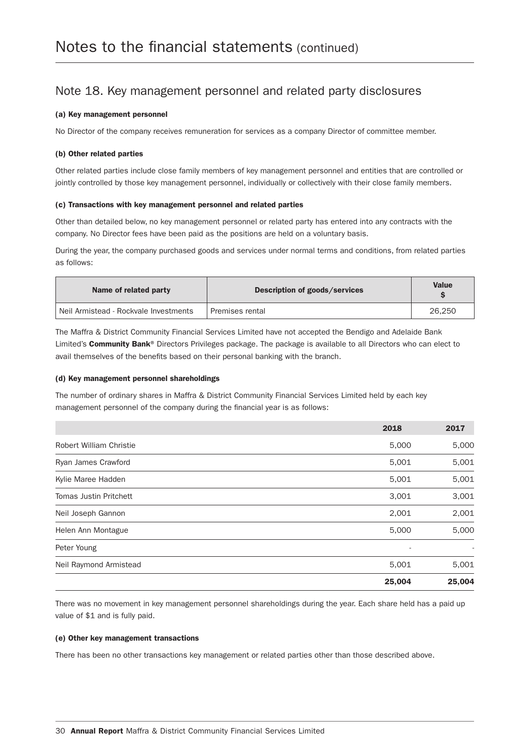# Notes to the financial statements (continued)

## Note 18. Key management personnel and related party disclosures

**(a) Key management personnel**

No Director of the company receives remuneration for services as a company Director of committee member.

**(b) Other related parties**

Other related parties include close family members of key management personnel and entities that are controlled or jointly controlled by those key management personnel, individually or collectively with their close family members.

**(c) Transactions with key management personnel and related parties**

Other than detailed below, no key management personnel or related party has entered into any contracts with the company. No Director fees have been paid as the positions are held on a voluntary basis.

During the year, the company purchased goods and services under normal terms and conditions, from related parties as follows:

| Name of related party | Description of goods/services | Value $ |
|---|---|---|
| Neil Armistead - Rockvale Investments | Premises rental | 26,250 |

The Maffra & District Community Financial Services Limited have not accepted the Bendigo and Adelaide Bank Limited's **Community Bank**® Directors Privileges package. The package is available to all Directors who can elect to avail themselves of the benefits based on their personal banking with the branch.

**(d) Key management personnel shareholdings**

The number of ordinary shares in Maffra & District Community Financial Services Limited held by each key management personnel of the company during the financial year is as follows:

| | 2018 | 2017 |
|---|---|---|
| Robert William Christie | 5,000 | 5,000 |
| Ryan James Crawford | 5,001 | 5,001 |
| Kylie Maree Hadden | 5,001 | 5,001 |
| Tomas Justin Pritchett | 3,001 | 3,001 |
| Neil Joseph Gannon | 2,001 | 2,001 |
| Helen Ann Montague | 5,000 | 5,000 |
| Peter Young | - | - |
| Neil Raymond Armistead | 5,001 | 5,001 |
| | **25,004** | **25,004** |

There was no movement in key management personnel shareholdings during the year. Each share held has a paid up value of $1 and is fully paid.

**(e) Other key management transactions**

There has been no other transactions key management or related parties other than those described above.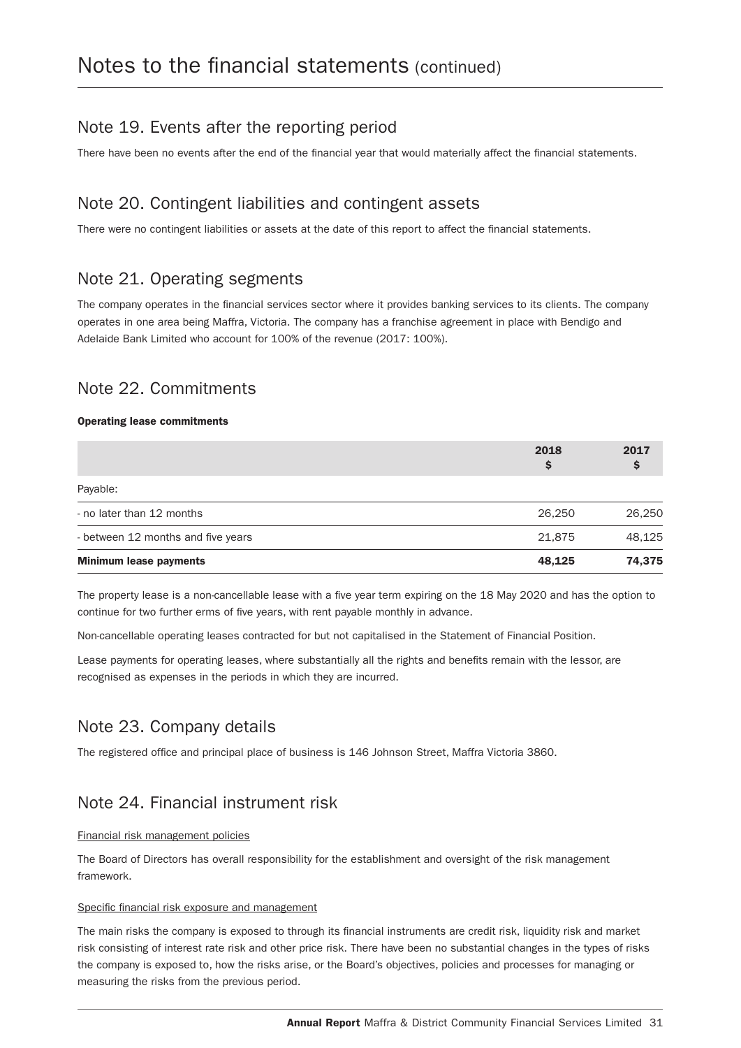# Notes to the financial statements (continued)

## Note 19. Events after the reporting period

There have been no events after the end of the financial year that would materially affect the financial statements.

## Note 20. Contingent liabilities and contingent assets

There were no contingent liabilities or assets at the date of this report to affect the financial statements.

## Note 21. Operating segments

The company operates in the financial services sector where it provides banking services to its clients. The company operates in one area being Maffra, Victoria. The company has a franchise agreement in place with Bendigo and Adelaide Bank Limited who account for 100% of the revenue (2017: 100%).

## Note 22. Commitments

**Operating lease commitments**

| | 2018 $ | 2017 $ |
|---|---|---|
| Payable: | | |
| - no later than 12 months | 26,250 | 26,250 |
| - between 12 months and five years | 21,875 | 48,125 |
| **Minimum lease payments** | **48,125** | **74,375** |

The property lease is a non-cancellable lease with a five year term expiring on the 18 May 2020 and has the option to continue for two further erms of five years, with rent payable monthly in advance.

Non-cancellable operating leases contracted for but not capitalised in the Statement of Financial Position.

Lease payments for operating leases, where substantially all the rights and benefits remain with the lessor, are recognised as expenses in the periods in which they are incurred.

## Note 23. Company details

The registered office and principal place of business is 146 Johnson Street, Maffra Victoria 3860.

## Note 24. Financial instrument risk

Financial risk management policies

The Board of Directors has overall responsibility for the establishment and oversight of the risk management framework.

Specific financial risk exposure and management

The main risks the company is exposed to through its financial instruments are credit risk, liquidity risk and market risk consisting of interest rate risk and other price risk. There have been no substantial changes in the types of risks the company is exposed to, how the risks arise, or the Board's objectives, policies and processes for managing or measuring the risks from the previous period.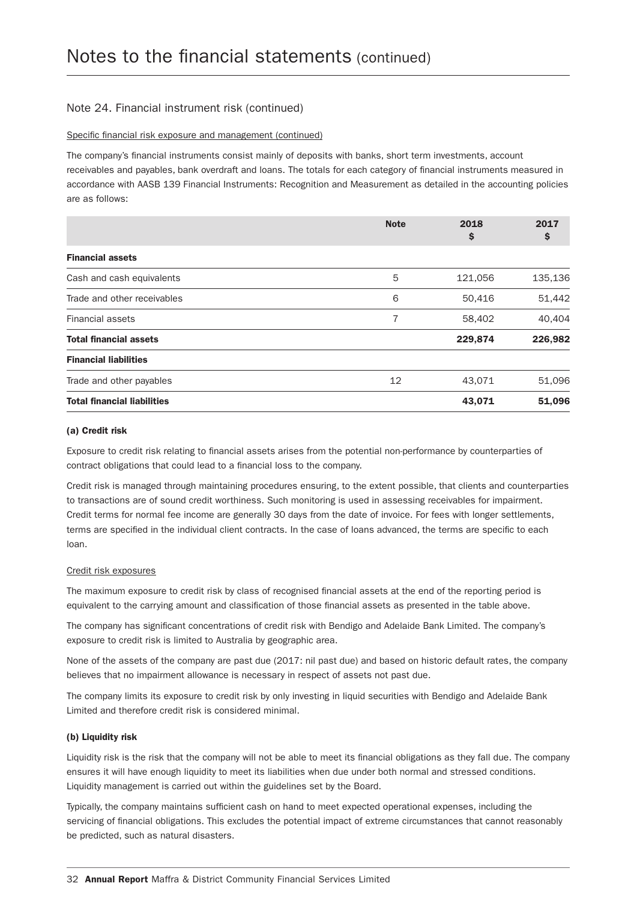# Notes to the financial statements (continued)

## Note 24. Financial instrument risk (continued)

Specific financial risk exposure and management (continued)

The company's financial instruments consist mainly of deposits with banks, short term investments, account receivables and payables, bank overdraft and loans. The totals for each category of financial instruments measured in accordance with AASB 139 Financial Instruments: Recognition and Measurement as detailed in the accounting policies are as follows:

| | Note | 2018 $ | 2017 $ |
|---|---|---|---|
| **Financial assets** | | | |
| Cash and cash equivalents | 5 | 121,056 | 135,136 |
| Trade and other receivables | 6 | 50,416 | 51,442 |
| Financial assets | 7 | 58,402 | 40,404 |
| **Total financial assets** | | **229,874** | **226,982** |
| **Financial liabilities** | | | |
| Trade and other payables | 12 | 43,071 | 51,096 |
| **Total financial liabilities** | | **43,071** | **51,096** |

### (a) Credit risk

Exposure to credit risk relating to financial assets arises from the potential non-performance by counterparties of contract obligations that could lead to a financial loss to the company.

Credit risk is managed through maintaining procedures ensuring, to the extent possible, that clients and counterparties to transactions are of sound credit worthiness. Such monitoring is used in assessing receivables for impairment. Credit terms for normal fee income are generally 30 days from the date of invoice. For fees with longer settlements, terms are specified in the individual client contracts. In the case of loans advanced, the terms are specific to each loan.

Credit risk exposures

The maximum exposure to credit risk by class of recognised financial assets at the end of the reporting period is equivalent to the carrying amount and classification of those financial assets as presented in the table above.

The company has significant concentrations of credit risk with Bendigo and Adelaide Bank Limited. The company's exposure to credit risk is limited to Australia by geographic area.

None of the assets of the company are past due (2017: nil past due) and based on historic default rates, the company believes that no impairment allowance is necessary in respect of assets not past due.

The company limits its exposure to credit risk by only investing in liquid securities with Bendigo and Adelaide Bank Limited and therefore credit risk is considered minimal.

### (b) Liquidity risk

Liquidity risk is the risk that the company will not be able to meet its financial obligations as they fall due. The company ensures it will have enough liquidity to meet its liabilities when due under both normal and stressed conditions. Liquidity management is carried out within the guidelines set by the Board.

Typically, the company maintains sufficient cash on hand to meet expected operational expenses, including the servicing of financial obligations. This excludes the potential impact of extreme circumstances that cannot reasonably be predicted, such as natural disasters.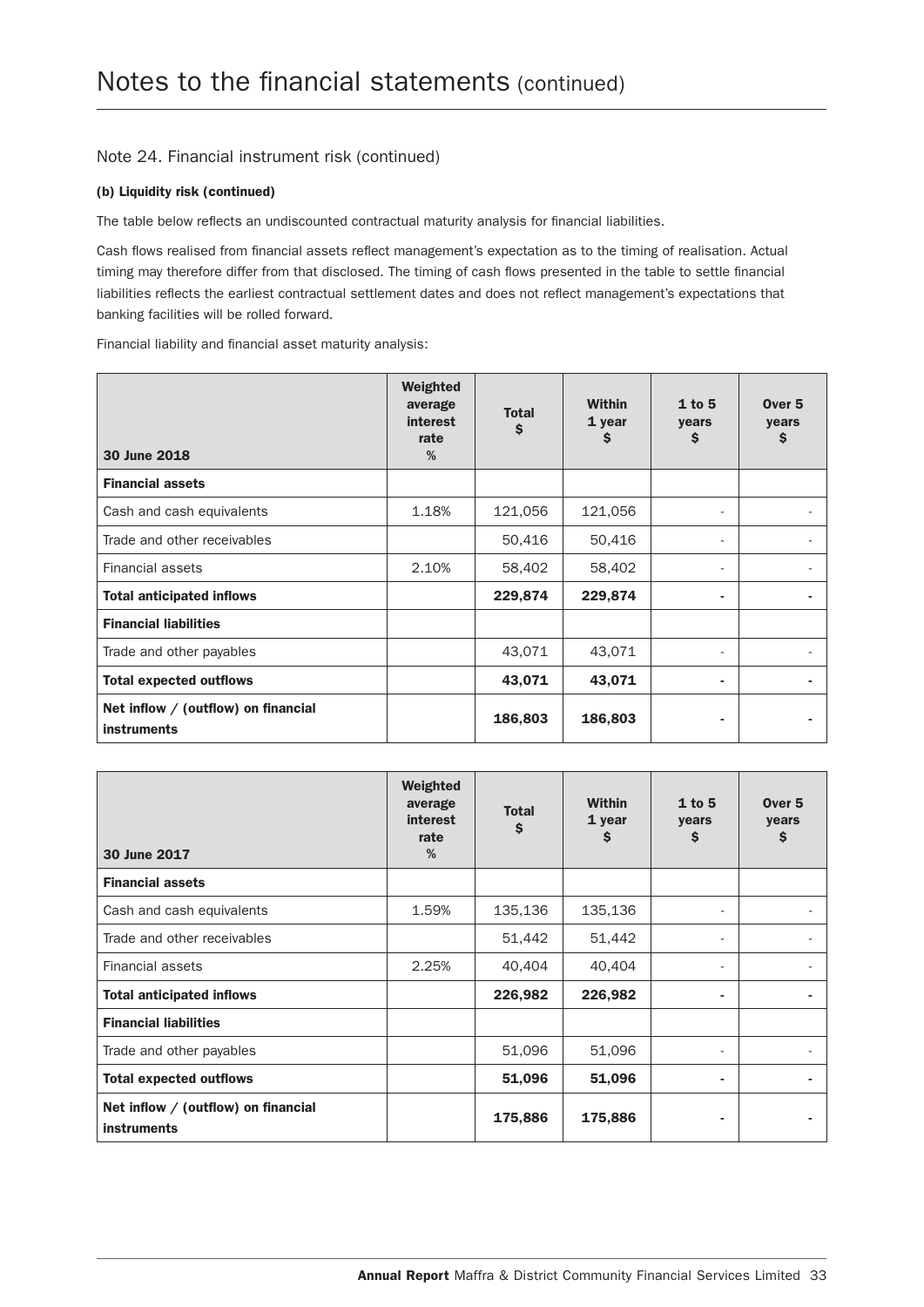# Notes to the financial statements (continued)

## Note 24. Financial instrument risk (continued)

**(b) Liquidity risk (continued)**

The table below reflects an undiscounted contractual maturity analysis for financial liabilities.

Cash flows realised from financial assets reflect management's expectation as to the timing of realisation. Actual timing may therefore differ from that disclosed. The timing of cash flows presented in the table to settle financial liabilities reflects the earliest contractual settlement dates and does not reflect management's expectations that banking facilities will be rolled forward.

Financial liability and financial asset maturity analysis:

| 30 June 2018 | Weighted average interest rate % | Total $ | Within 1 year $ | 1 to 5 years $ | Over 5 years $ |
|---|---|---|---|---|---|
| **Financial assets** | | | | | |
| Cash and cash equivalents | 1.18% | 121,056 | 121,056 | - | - |
| Trade and other receivables | | 50,416 | 50,416 | - | - |
| Financial assets | 2.10% | 58,402 | 58,402 | - | - |
| **Total anticipated inflows** | | **229,874** | **229,874** | **-** | **-** |
| **Financial liabilities** | | | | | |
| Trade and other payables | | 43,071 | 43,071 | - | - |
| **Total expected outflows** | | **43,071** | **43,071** | **-** | **-** |
| **Net inflow / (outflow) on financial instruments** | | **186,803** | **186,803** | **-** | **-** |

| 30 June 2017 | Weighted average interest rate % | Total $ | Within 1 year $ | 1 to 5 years $ | Over 5 years $ |
|---|---|---|---|---|---|
| **Financial assets** | | | | | |
| Cash and cash equivalents | 1.59% | 135,136 | 135,136 | - | - |
| Trade and other receivables | | 51,442 | 51,442 | - | - |
| Financial assets | 2.25% | 40,404 | 40,404 | - | - |
| **Total anticipated inflows** | | **226,982** | **226,982** | **-** | **-** |
| **Financial liabilities** | | | | | |
| Trade and other payables | | 51,096 | 51,096 | - | - |
| **Total expected outflows** | | **51,096** | **51,096** | **-** | **-** |
| **Net inflow / (outflow) on financial instruments** | | **175,886** | **175,886** | **-** | **-** |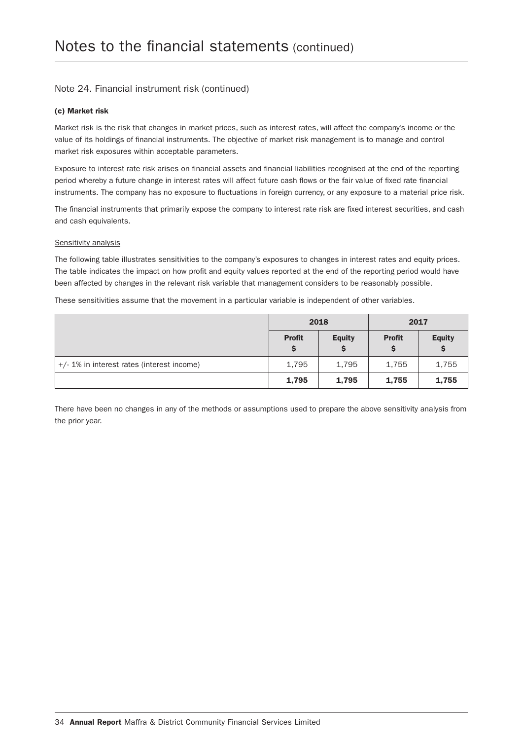# Notes to the financial statements (continued)

## Note 24. Financial instrument risk (continued)

### (c) Market risk

Market risk is the risk that changes in market prices, such as interest rates, will affect the company's income or the value of its holdings of financial instruments. The objective of market risk management is to manage and control market risk exposures within acceptable parameters.

Exposure to interest rate risk arises on financial assets and financial liabilities recognised at the end of the reporting period whereby a future change in interest rates will affect future cash flows or the fair value of fixed rate financial instruments. The company has no exposure to fluctuations in foreign currency, or any exposure to a material price risk.

The financial instruments that primarily expose the company to interest rate risk are fixed interest securities, and cash and cash equivalents.

Sensitivity analysis

The following table illustrates sensitivities to the company's exposures to changes in interest rates and equity prices. The table indicates the impact on how profit and equity values reported at the end of the reporting period would have been affected by changes in the relevant risk variable that management considers to be reasonably possible.

These sensitivities assume that the movement in a particular variable is independent of other variables.

| | 2018 | | 2017 | |
|---|---|---|---|---|
| | **Profit $** | **Equity $** | **Profit $** | **Equity $** |
| +/- 1% in interest rates (interest income) | 1,795 | 1,795 | 1,755 | 1,755 |
| | **1,795** | **1,795** | **1,755** | **1,755** |

There have been no changes in any of the methods or assumptions used to prepare the above sensitivity analysis from the prior year.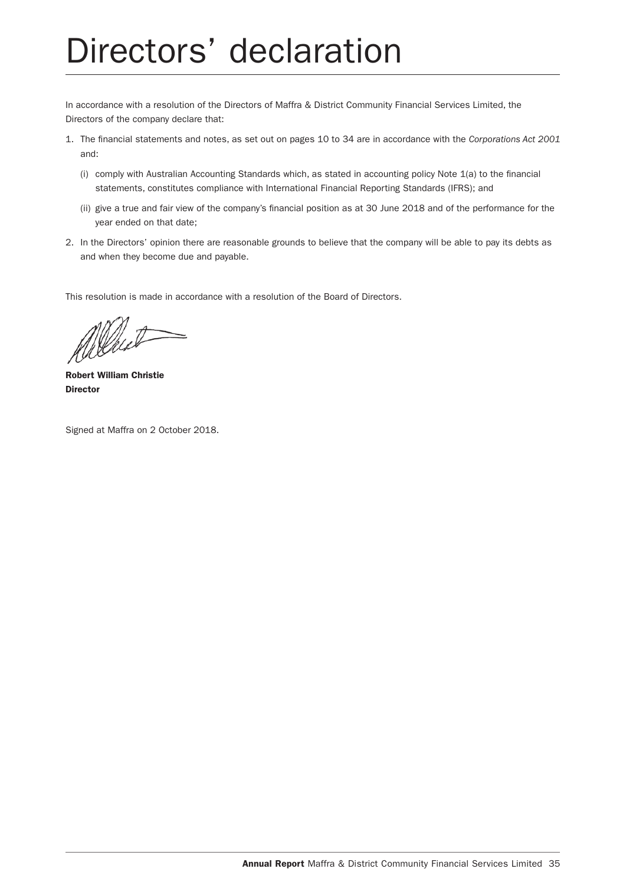# Directors' declaration

In accordance with a resolution of the Directors of Maffra & District Community Financial Services Limited, the Directors of the company declare that:

1. The financial statements and notes, as set out on pages 10 to 34 are in accordance with the *Corporations Act 2001* and:

   (i) comply with Australian Accounting Standards which, as stated in accounting policy Note 1(a) to the financial statements, constitutes compliance with International Financial Reporting Standards (IFRS); and

   (ii) give a true and fair view of the company's financial position as at 30 June 2018 and of the performance for the year ended on that date;

2. In the Directors' opinion there are reasonable grounds to believe that the company will be able to pay its debts as and when they become due and payable.

This resolution is made in accordance with a resolution of the Board of Directors.

**Robert William Christie**
**Director**

Signed at Maffra on 2 October 2018.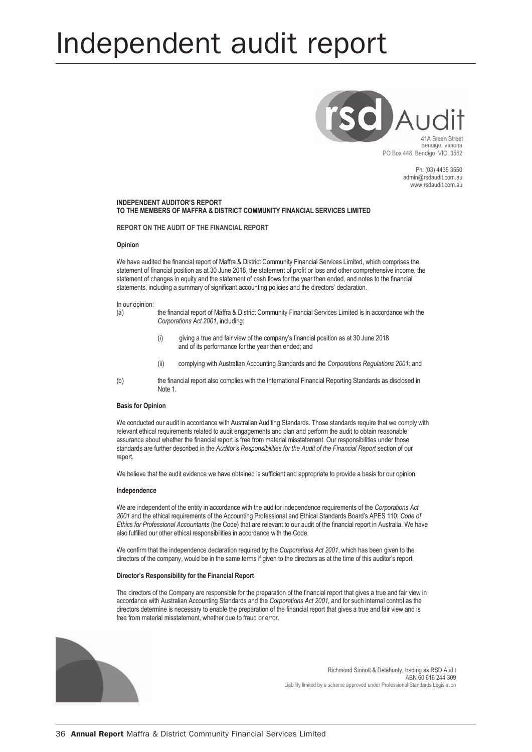# Independent audit report

rsd Audit

41A Breen Street
Bendigo, Victoria
PO Box 448, Bendigo, VIC, 3552

Ph: (03) 4435 3550
admin@rsdaudit.com.au
www.rsdaudit.com.au

**INDEPENDENT AUDITOR'S REPORT**
**TO THE MEMBERS OF MAFFRA & DISTRICT COMMUNITY FINANCIAL SERVICES LIMITED**

**REPORT ON THE AUDIT OF THE FINANCIAL REPORT**

**Opinion**

We have audited the financial report of Maffra & District Community Financial Services Limited, which comprises the statement of financial position as at 30 June 2018, the statement of profit or loss and other comprehensive income, the statement of changes in equity and the statement of cash flows for the year then ended, and notes to the financial statements, including a summary of significant accounting policies and the directors' declaration.

In our opinion:

(a) the financial report of Maffra & District Community Financial Services Limited is in accordance with the *Corporations Act 2001*, including:

  (i) giving a true and fair view of the company's financial position as at 30 June 2018 and of its performance for the year then ended; and

  (ii) complying with Australian Accounting Standards and the *Corporations Regulations 2001;* and

(b) the financial report also complies with the International Financial Reporting Standards as disclosed in Note 1.

**Basis for Opinion**

We conducted our audit in accordance with Australian Auditing Standards. Those standards require that we comply with relevant ethical requirements related to audit engagements and plan and perform the audit to obtain reasonable assurance about whether the financial report is free from material misstatement. Our responsibilities under those standards are further described in the *Auditor's Responsibilities for the Audit of the Financial Report* section of our report.

We believe that the audit evidence we have obtained is sufficient and appropriate to provide a basis for our opinion.

**Independence**

We are independent of the entity in accordance with the auditor independence requirements of the *Corporations Act 2001* and the ethical requirements of the Accounting Professional and Ethical Standards Board's APES 110: *Code of Ethics for Professional Accountants* (the Code) that are relevant to our audit of the financial report in Australia. We have also fulfilled our other ethical responsibilities in accordance with the Code.

We confirm that the independence declaration required by the *Corporations Act 2001*, which has been given to the directors of the company, would be in the same terms if given to the directors as at the time of this auditor's report.

**Director's Responsibility for the Financial Report**

The directors of the Company are responsible for the preparation of the financial report that gives a true and fair view in accordance with Australian Accounting Standards and the *Corporations Act 2001*, and for such internal control as the directors determine is necessary to enable the preparation of the financial report that gives a true and fair view and is free from material misstatement, whether due to fraud or error.

Richmond Sinnott & Delahunty, trading as RSD Audit
ABN 60 616 244 309
Liability limited by a scheme approved under Professional Standards Legislation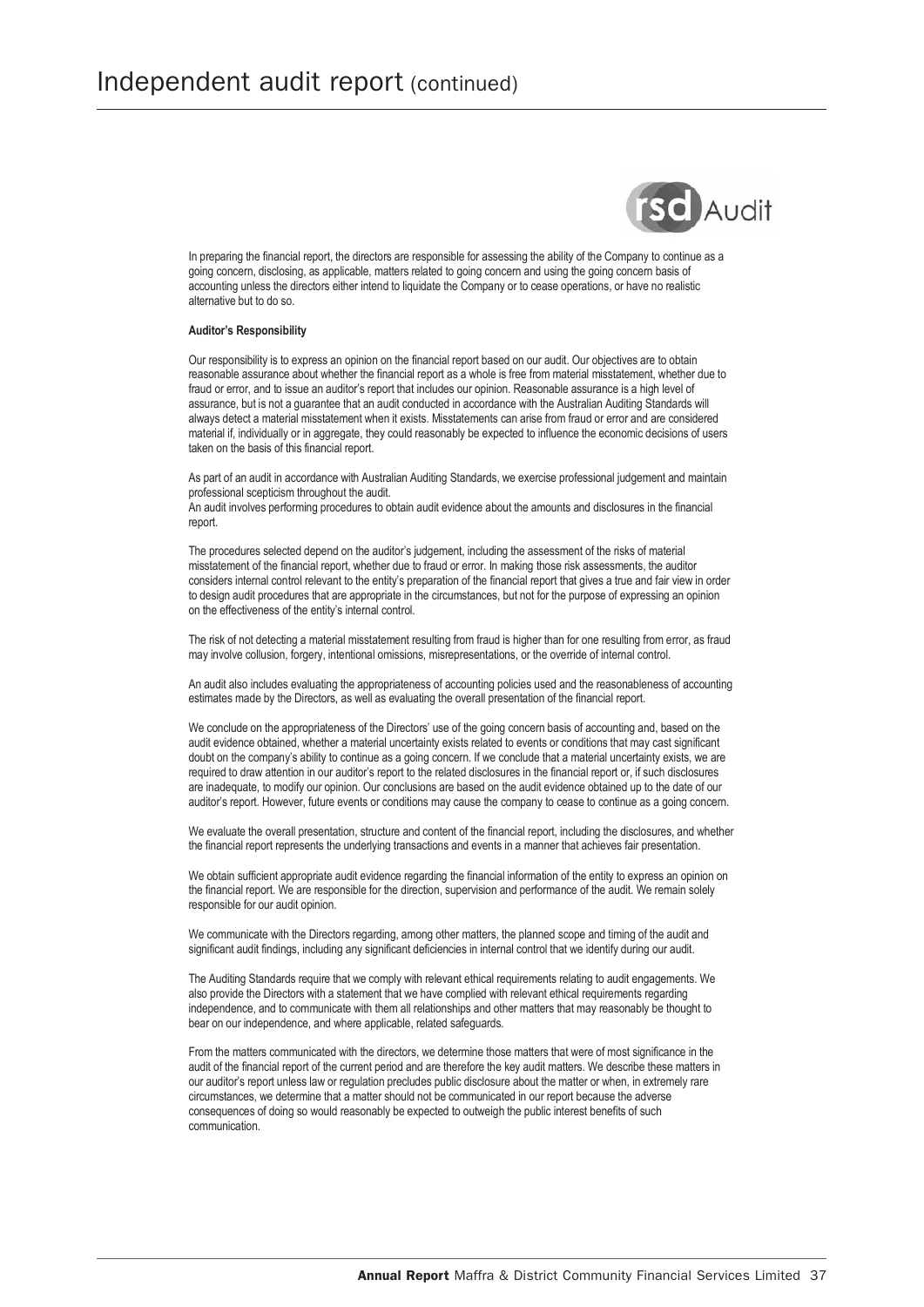In preparing the financial report, the directors are responsible for assessing the ability of the Company to continue as a going concern, disclosing, as applicable, matters related to going concern and using the going concern basis of accounting unless the directors either intend to liquidate the Company or to cease operations, or have no realistic alternative but to do so.

**Auditor's Responsibility**

Our responsibility is to express an opinion on the financial report based on our audit. Our objectives are to obtain reasonable assurance about whether the financial report as a whole is free from material misstatement, whether due to fraud or error, and to issue an auditor's report that includes our opinion. Reasonable assurance is a high level of assurance, but is not a guarantee that an audit conducted in accordance with the Australian Auditing Standards will always detect a material misstatement when it exists. Misstatements can arise from fraud or error and are considered material if, individually or in aggregate, they could reasonably be expected to influence the economic decisions of users taken on the basis of this financial report.

As part of an audit in accordance with Australian Auditing Standards, we exercise professional judgement and maintain professional scepticism throughout the audit.
An audit involves performing procedures to obtain audit evidence about the amounts and disclosures in the financial report.

The procedures selected depend on the auditor's judgement, including the assessment of the risks of material misstatement of the financial report, whether due to fraud or error. In making those risk assessments, the auditor considers internal control relevant to the entity's preparation of the financial report that gives a true and fair view in order to design audit procedures that are appropriate in the circumstances, but not for the purpose of expressing an opinion on the effectiveness of the entity's internal control.

The risk of not detecting a material misstatement resulting from fraud is higher than for one resulting from error, as fraud may involve collusion, forgery, intentional omissions, misrepresentations, or the override of internal control.

An audit also includes evaluating the appropriateness of accounting policies used and the reasonableness of accounting estimates made by the Directors, as well as evaluating the overall presentation of the financial report.

We conclude on the appropriateness of the Directors' use of the going concern basis of accounting and, based on the audit evidence obtained, whether a material uncertainty exists related to events or conditions that may cast significant doubt on the company's ability to continue as a going concern. If we conclude that a material uncertainty exists, we are required to draw attention in our auditor's report to the related disclosures in the financial report or, if such disclosures are inadequate, to modify our opinion. Our conclusions are based on the audit evidence obtained up to the date of our auditor's report. However, future events or conditions may cause the company to cease to continue as a going concern.

We evaluate the overall presentation, structure and content of the financial report, including the disclosures, and whether the financial report represents the underlying transactions and events in a manner that achieves fair presentation.

We obtain sufficient appropriate audit evidence regarding the financial information of the entity to express an opinion on the financial report. We are responsible for the direction, supervision and performance of the audit. We remain solely responsible for our audit opinion.

We communicate with the Directors regarding, among other matters, the planned scope and timing of the audit and significant audit findings, including any significant deficiencies in internal control that we identify during our audit.

The Auditing Standards require that we comply with relevant ethical requirements relating to audit engagements. We also provide the Directors with a statement that we have complied with relevant ethical requirements regarding independence, and to communicate with them all relationships and other matters that may reasonably be thought to bear on our independence, and where applicable, related safeguards.

From the matters communicated with the directors, we determine those matters that were of most significance in the audit of the financial report of the current period and are therefore the key audit matters. We describe these matters in our auditor's report unless law or regulation precludes public disclosure about the matter or when, in extremely rare circumstances, we determine that a matter should not be communicated in our report because the adverse consequences of doing so would reasonably be expected to outweigh the public interest benefits of such communication.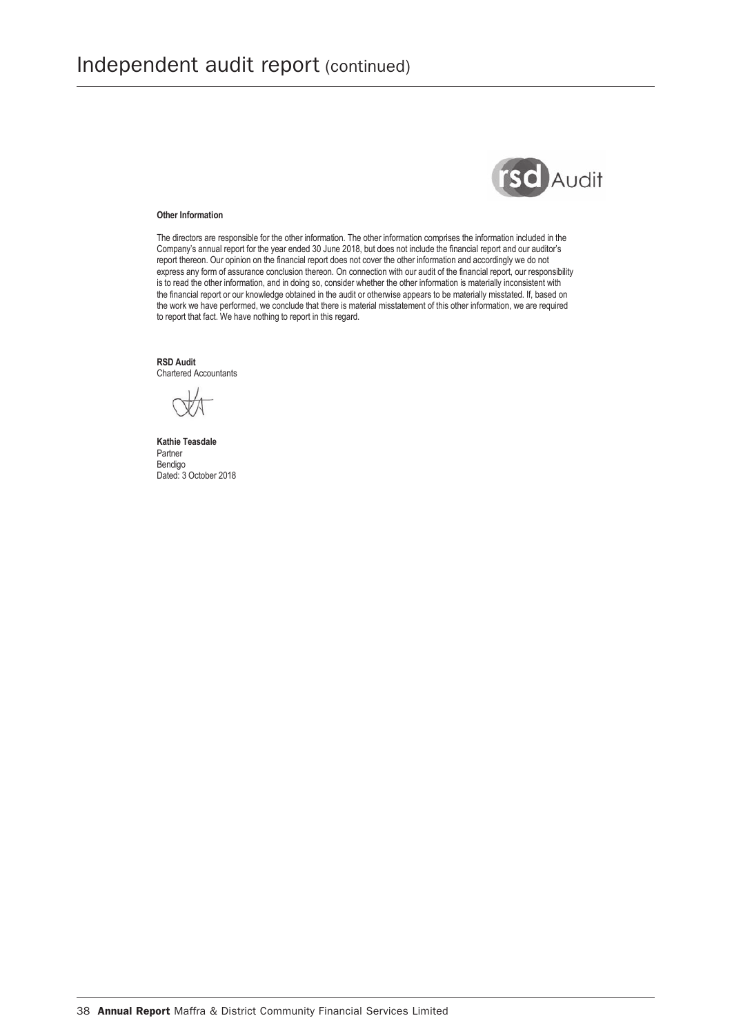# Independent audit report (continued)

**Other Information**

The directors are responsible for the other information. The other information comprises the information included in the Company's annual report for the year ended 30 June 2018, but does not include the financial report and our auditor's report thereon. Our opinion on the financial report does not cover the other information and accordingly we do not express any form of assurance conclusion thereon. On connection with our audit of the financial report, our responsibility is to read the other information, and in doing so, consider whether the other information is materially inconsistent with the financial report or our knowledge obtained in the audit or otherwise appears to be materially misstated. If, based on the work we have performed, we conclude that there is material misstatement of this other information, we are required to report that fact. We have nothing to report in this regard.

**RSD Audit**
Chartered Accountants

**Kathie Teasdale**
Partner
Bendigo
Dated: 3 October 2018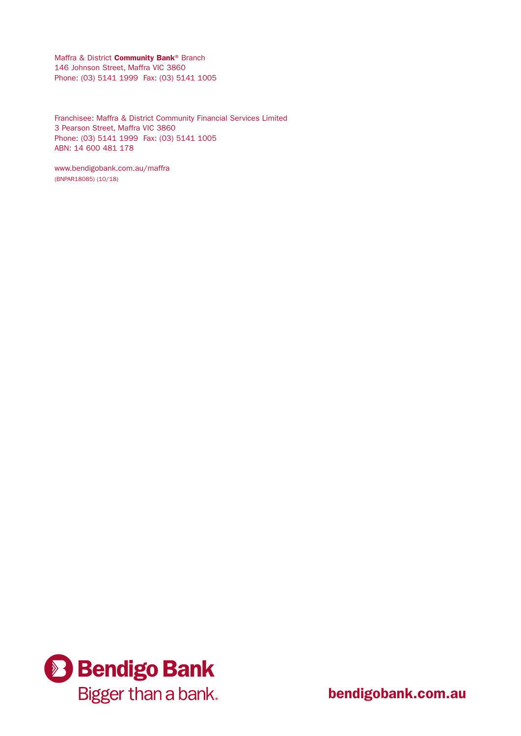Maffra & District **Community Bank**® Branch
146 Johnson Street, Maffra VIC 3860
Phone: (03) 5141 1999 Fax: (03) 5141 1005

Franchisee: Maffra & District Community Financial Services Limited
3 Pearson Street, Maffra VIC 3860
Phone: (03) 5141 1999 Fax: (03) 5141 1005
ABN: 14 600 481 178

www.bendigobank.com.au/maffra
(BNPAR18085) (10/18)

**Bendigo Bank**
Bigger than a bank.

**bendigobank.com.au**